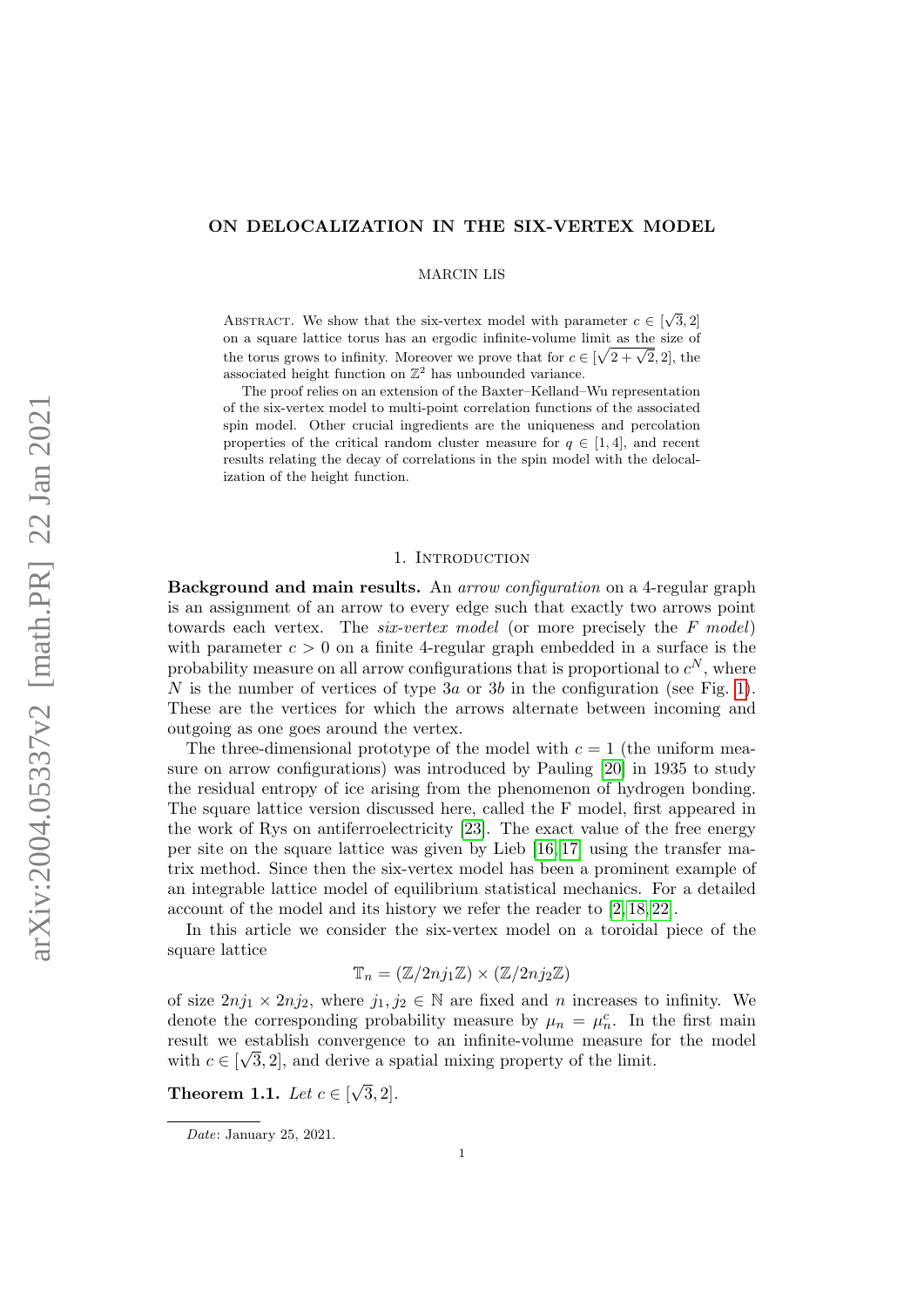# ON DELOCALIZATION IN THE SIX-VERTEX MODEL

MARCIN LIS

Abstract. We show that the six-vertex model with parameter $c \in [\sqrt{3}, 2]$ on a square lattice torus has an ergodic infinite-volume limit as the size of the torus grows to infinity. Moreover we prove that for $c \in [\sqrt{2+\sqrt{2}}, 2]$, the associated height function on $\mathbb{Z}^2$ has unbounded variance.

The proof relies on an extension of the Baxter–Kelland–Wu representation of the six-vertex model to multi-point correlation functions of the associated spin model. Other crucial ingredients are the uniqueness and percolation properties of the critical random cluster measure for $q \in [1, 4]$, and recent results relating the decay of correlations in the spin model with the delocalization of the height function.

## 1. Introduction

**Background and main results.** An *arrow configuration* on a 4-regular graph is an assignment of an arrow to every edge such that exactly two arrows point towards each vertex. The *six-vertex model* (or more precisely the *F model*) with parameter $c > 0$ on a finite 4-regular graph embedded in a surface is the probability measure on all arrow configurations that is proportional to $c^N$, where $N$ is the number of vertices of type $3a$ or $3b$ in the configuration (see Fig. 1). These are the vertices for which the arrows alternate between incoming and outgoing as one goes around the vertex.

The three-dimensional prototype of the model with $c = 1$ (the uniform measure on arrow configurations) was introduced by Pauling [20] in 1935 to study the residual entropy of ice arising from the phenomenon of hydrogen bonding. The square lattice version discussed here, called the F model, first appeared in the work of Rys on antiferroelectricity [23]. The exact value of the free energy per site on the square lattice was given by Lieb [16, 17] using the transfer matrix method. Since then the six-vertex model has been a prominent example of an integrable lattice model of equilibrium statistical mechanics. For a detailed account of the model and its history we refer the reader to [2, 18, 22].

In this article we consider the six-vertex model on a toroidal piece of the square lattice

$$\mathbb{T}_n = (\mathbb{Z}/2nj_1\mathbb{Z}) \times (\mathbb{Z}/2nj_2\mathbb{Z})$$

of size $2nj_1 \times 2nj_2$, where $j_1, j_2 \in \mathbb{N}$ are fixed and $n$ increases to infinity. We denote the corresponding probability measure by $\mu_n = \mu_n^c$. In the first main result we establish convergence to an infinite-volume measure for the model with $c \in [\sqrt{3}, 2]$, and derive a spatial mixing property of the limit.

**Theorem 1.1.** *Let $c \in [\sqrt{3}, 2]$.*

*Date*: January 25, 2021.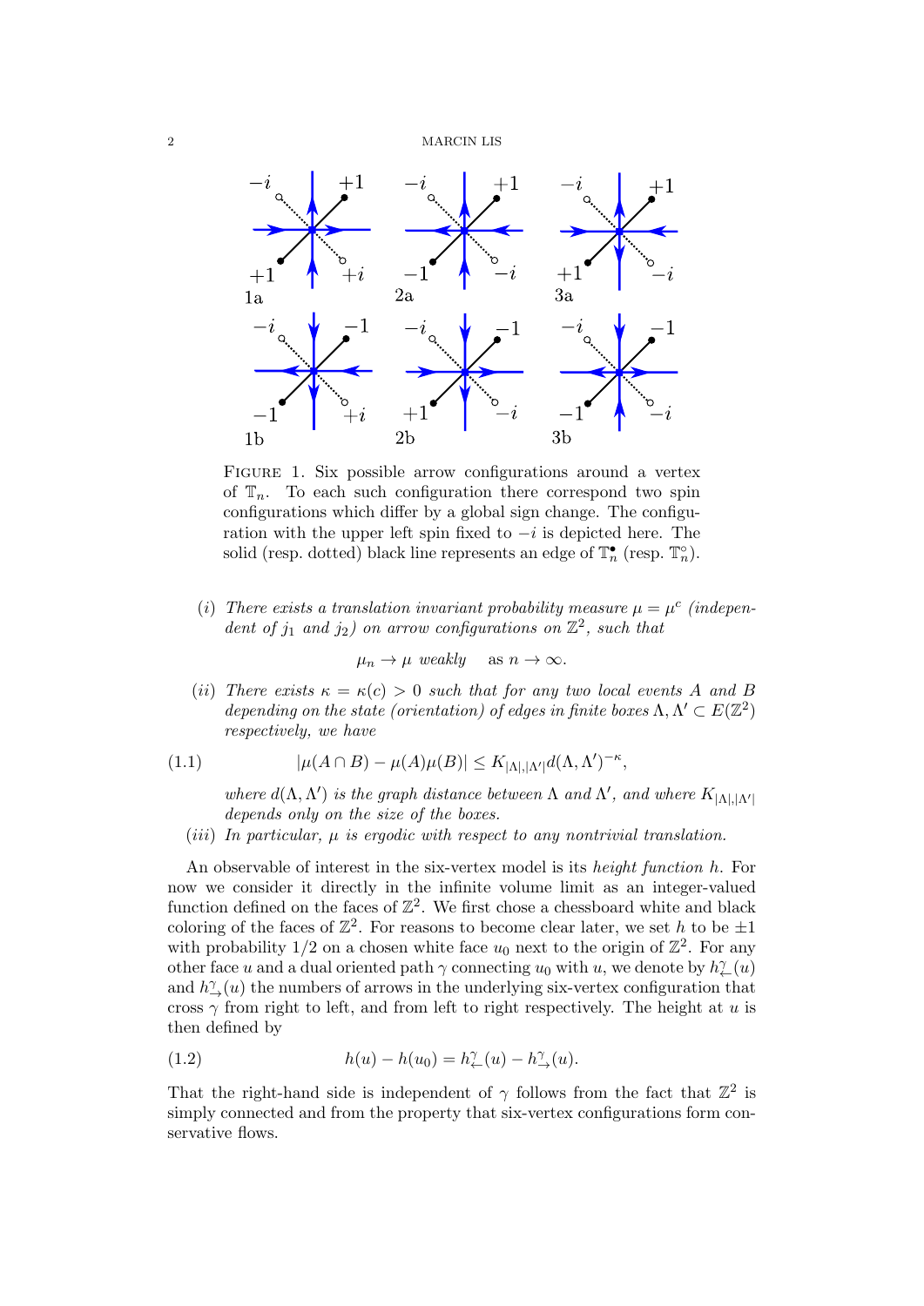FIGURE 1. Six possible arrow configurations around a vertex of $\mathbb{T}_n$. To each such configuration there correspond two spin configurations which differ by a global sign change. The configuration with the upper left spin fixed to $-i$ is depicted here. The solid (resp. dotted) black line represents an edge of $\mathbb{T}_n^\bullet$ (resp. $\mathbb{T}_n^\circ$).

(*i*) *There exists a translation invariant probability measure $\mu = \mu^c$ (independent of $j_1$ and $j_2$) on arrow configurations on $\mathbb{Z}^2$, such that*

$$\mu_n \to \mu \text{ weakly} \quad \text{as } n \to \infty.$$

(*ii*) *There exists $\kappa = \kappa(c) > 0$ such that for any two local events $A$ and $B$ depending on the state (orientation) of edges in finite boxes $\Lambda, \Lambda' \subset E(\mathbb{Z}^2)$ respectively, we have*

$$|\mu(A \cap B) - \mu(A)\mu(B)| \leq K_{|\Lambda|,|\Lambda'|} d(\Lambda, \Lambda')^{-\kappa}, \tag{1.1}$$

*where $d(\Lambda, \Lambda')$ is the graph distance between $\Lambda$ and $\Lambda'$, and where $K_{|\Lambda|,|\Lambda'|}$ depends only on the size of the boxes.*

(*iii*) *In particular, $\mu$ is ergodic with respect to any nontrivial translation.*

An observable of interest in the six-vertex model is its *height function* $h$. For now we consider it directly in the infinite volume limit as an integer-valued function defined on the faces of $\mathbb{Z}^2$. We first chose a chessboard white and black coloring of the faces of $\mathbb{Z}^2$. For reasons to become clear later, we set $h$ to be $\pm 1$ with probability $1/2$ on a chosen white face $u_0$ next to the origin of $\mathbb{Z}^2$. For any other face $u$ and a dual oriented path $\gamma$ connecting $u_0$ with $u$, we denote by $h^\gamma_\leftarrow(u)$ and $h^\gamma_\rightarrow(u)$ the numbers of arrows in the underlying six-vertex configuration that cross $\gamma$ from right to left, and from left to right respectively. The height at $u$ is then defined by

$$h(u) - h(u_0) = h^\gamma_\leftarrow(u) - h^\gamma_\rightarrow(u). \tag{1.2}$$

That the right-hand side is independent of $\gamma$ follows from the fact that $\mathbb{Z}^2$ is simply connected and from the property that six-vertex configurations form conservative flows.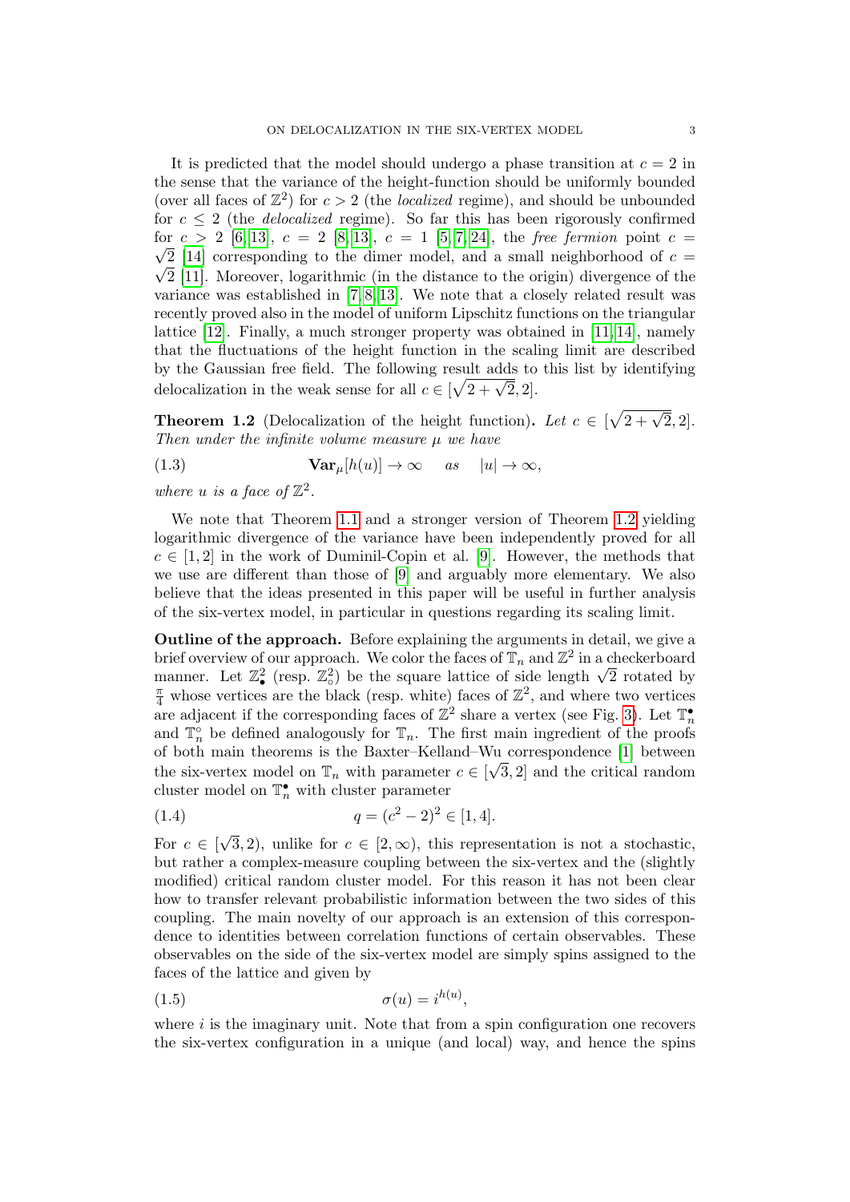It is predicted that the model should undergo a phase transition at $c = 2$ in the sense that the variance of the height-function should be uniformly bounded (over all faces of $\mathbb{Z}^2$) for $c > 2$ (the *localized* regime), and should be unbounded for $c \leq 2$ (the *delocalized* regime). So far this has been rigorously confirmed for $c > 2$ [6, 13], $c = 2$ [8, 13], $c = 1$ [5, 7, 24], the *free fermion* point $c = \sqrt{2}$ [14] corresponding to the dimer model, and a small neighborhood of $c = \sqrt{2}$ [11]. Moreover, logarithmic (in the distance to the origin) divergence of the variance was established in [7, 8, 13]. We note that a closely related result was recently proved also in the model of uniform Lipschitz functions on the triangular lattice [12]. Finally, a much stronger property was obtained in [11, 14], namely that the fluctuations of the height function in the scaling limit are described by the Gaussian free field. The following result adds to this list by identifying delocalization in the weak sense for all $c \in [\sqrt{2+\sqrt{2}}, 2]$.

**Theorem 1.2** (Delocalization of the height function)**.** *Let $c \in [\sqrt{2+\sqrt{2}}, 2]$. Then under the infinite volume measure $\mu$ we have*

$$\mathbf{Var}_\mu[h(u)] \to \infty \quad \text{as} \quad |u| \to \infty, \tag{1.3}$$

*where $u$ is a face of $\mathbb{Z}^2$.*

We note that Theorem 1.1 and a stronger version of Theorem 1.2 yielding logarithmic divergence of the variance have been independently proved for all $c \in [1, 2]$ in the work of Duminil-Copin et al. [9]. However, the methods that we use are different than those of [9] and arguably more elementary. We also believe that the ideas presented in this paper will be useful in further analysis of the six-vertex model, in particular in questions regarding its scaling limit.

**Outline of the approach.** Before explaining the arguments in detail, we give a brief overview of our approach. We color the faces of $\mathbb{T}_n$ and $\mathbb{Z}^2$ in a checkerboard manner. Let $\mathbb{Z}^2_\bullet$ (resp. $\mathbb{Z}^2_\circ$) be the square lattice of side length $\sqrt{2}$ rotated by $\frac{\pi}{4}$ whose vertices are the black (resp. white) faces of $\mathbb{Z}^2$, and where two vertices are adjacent if the corresponding faces of $\mathbb{Z}^2$ share a vertex (see Fig. 3). Let $\mathbb{T}^\bullet_n$ and $\mathbb{T}^\circ_n$ be defined analogously for $\mathbb{T}_n$. The first main ingredient of the proofs of both main theorems is the Baxter–Kelland–Wu correspondence [1] between the six-vertex model on $\mathbb{T}_n$ with parameter $c \in [\sqrt{3}, 2]$ and the critical random cluster model on $\mathbb{T}^\bullet_n$ with cluster parameter

$$q = (c^2 - 2)^2 \in [1, 4]. \tag{1.4}$$

For $c \in [\sqrt{3}, 2)$, unlike for $c \in [2, \infty)$, this representation is not a stochastic, but rather a complex-measure coupling between the six-vertex and the (slightly modified) critical random cluster model. For this reason it has not been clear how to transfer relevant probabilistic information between the two sides of this coupling. The main novelty of our approach is an extension of this correspondence to identities between correlation functions of certain observables. These observables on the side of the six-vertex model are simply spins assigned to the faces of the lattice and given by

$$\sigma(u) = i^{h(u)}, \tag{1.5}$$

where $i$ is the imaginary unit. Note that from a spin configuration one recovers the six-vertex configuration in a unique (and local) way, and hence the spins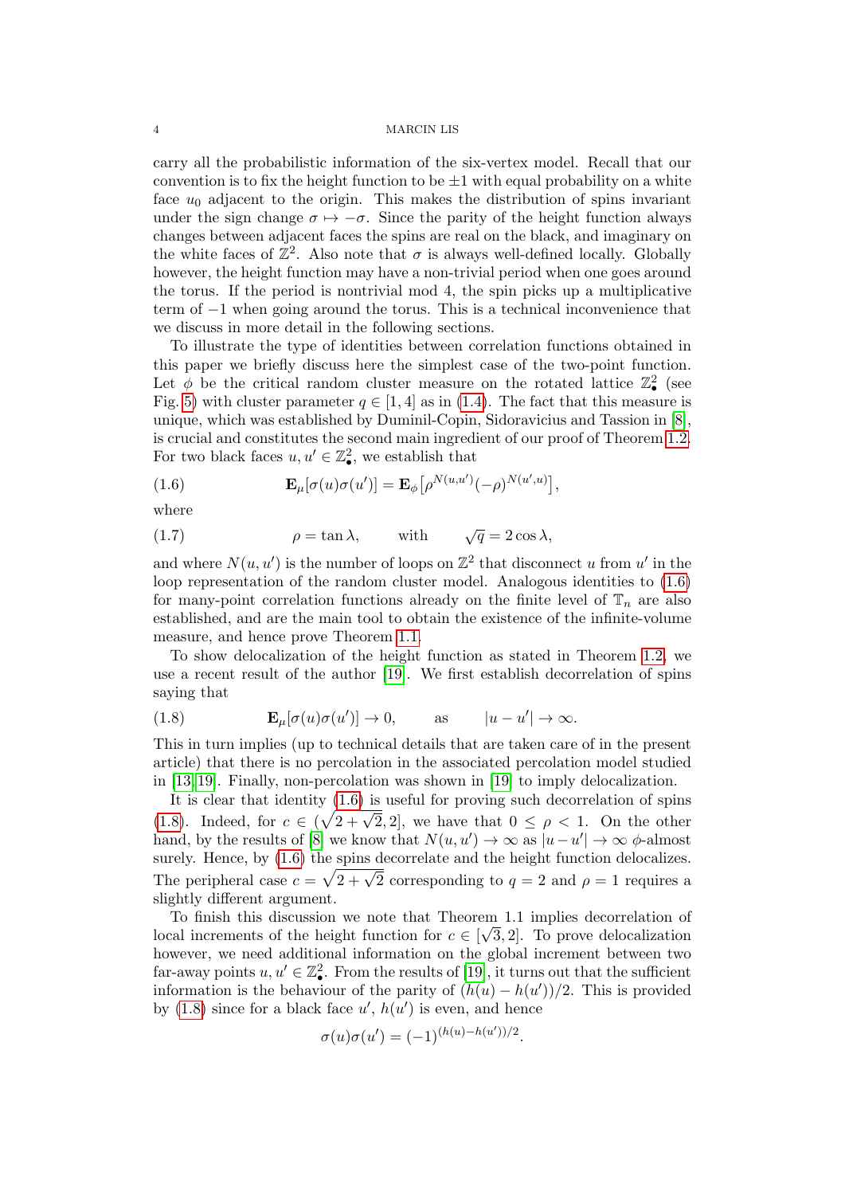carry all the probabilistic information of the six-vertex model. Recall that our convention is to fix the height function to be $\pm 1$ with equal probability on a white face $u_0$ adjacent to the origin. This makes the distribution of spins invariant under the sign change $\sigma \mapsto -\sigma$. Since the parity of the height function always changes between adjacent faces the spins are real on the black, and imaginary on the white faces of $\mathbb{Z}^2$. Also note that $\sigma$ is always well-defined locally. Globally however, the height function may have a non-trivial period when one goes around the torus. If the period is nontrivial mod 4, the spin picks up a multiplicative term of $-1$ when going around the torus. This is a technical inconvenience that we discuss in more detail in the following sections.

To illustrate the type of identities between correlation functions obtained in this paper we briefly discuss here the simplest case of the two-point function. Let $\phi$ be the critical random cluster measure on the rotated lattice $\mathbb{Z}^2_\bullet$ (see Fig. 5) with cluster parameter $q \in [1, 4]$ as in (1.4). The fact that this measure is unique, which was established by Duminil-Copin, Sidoravicius and Tassion in [8], is crucial and constitutes the second main ingredient of our proof of Theorem 1.2. For two black faces $u, u' \in \mathbb{Z}^2_\bullet$, we establish that

$$\mathbf{E}_\mu[\sigma(u)\sigma(u')] = \mathbf{E}_\phi\big[\rho^{N(u,u')}(-\rho)^{N(u',u)}\big], \tag{1.6}$$

where

$$\rho = \tan\lambda, \qquad \text{with} \qquad \sqrt{q} = 2\cos\lambda, \tag{1.7}$$

and where $N(u, u')$ is the number of loops on $\mathbb{Z}^2$ that disconnect $u$ from $u'$ in the loop representation of the random cluster model. Analogous identities to (1.6) for many-point correlation functions already on the finite level of $\mathbb{T}_n$ are also established, and are the main tool to obtain the existence of the infinite-volume measure, and hence prove Theorem 1.1.

To show delocalization of the height function as stated in Theorem 1.2, we use a recent result of the author [19]. We first establish decorrelation of spins saying that

$$\mathbf{E}_\mu[\sigma(u)\sigma(u')] \to 0, \qquad \text{as} \qquad |u - u'| \to \infty. \tag{1.8}$$

This in turn implies (up to technical details that are taken care of in the present article) that there is no percolation in the associated percolation model studied in [13, 19]. Finally, non-percolation was shown in [19] to imply delocalization.

It is clear that identity (1.6) is useful for proving such decorrelation of spins (1.8). Indeed, for $c \in (\sqrt{2+\sqrt{2}}, 2]$, we have that $0 \leq \rho < 1$. On the other hand, by the results of [8] we know that $N(u, u') \to \infty$ as $|u - u'| \to \infty$ $\phi$-almost surely. Hence, by (1.6) the spins decorrelate and the height function delocalizes. The peripheral case $c = \sqrt{2+\sqrt{2}}$ corresponding to $q = 2$ and $\rho = 1$ requires a slightly different argument.

To finish this discussion we note that Theorem 1.1 implies decorrelation of local increments of the height function for $c \in [\sqrt{3}, 2]$. To prove delocalization however, we need additional information on the global increment between two far-away points $u, u' \in \mathbb{Z}^2_\bullet$. From the results of [19], it turns out that the sufficient information is the behaviour of the parity of $(h(u) - h(u'))/2$. This is provided by (1.8) since for a black face $u'$, $h(u')$ is even, and hence

$$\sigma(u)\sigma(u') = (-1)^{(h(u)-h(u'))/2}.$$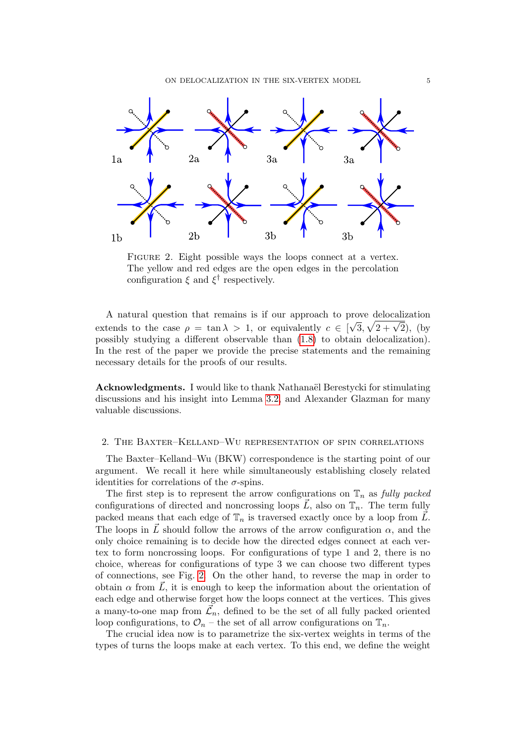1a 2a 3a 3a

1b 2b 3b 3b

Figure 2. Eight possible ways the loops connect at a vertex. The yellow and red edges are the open edges in the percolation configuration $\xi$ and $\xi^\dagger$ respectively.

A natural question that remains is if our approach to prove delocalization extends to the case $\rho = \tan \lambda > 1$, or equivalently $c \in [\sqrt{3}, \sqrt{2+\sqrt{2}})$, (by possibly studying a different observable than (1.8) to obtain delocalization). In the rest of the paper we provide the precise statements and the remaining necessary details for the proofs of our results.

**Acknowledgments.** I would like to thank Nathanaël Berestycki for stimulating discussions and his insight into Lemma 3.2, and Alexander Glazman for many valuable discussions.

## 2. The Baxter–Kelland–Wu representation of spin correlations

The Baxter–Kelland–Wu (BKW) correspondence is the starting point of our argument. We recall it here while simultaneously establishing closely related identities for correlations of the $\sigma$-spins.

The first step is to represent the arrow configurations on $\mathbb{T}_n$ as *fully packed* configurations of directed and noncrossing loops $\vec{L}$, also on $\mathbb{T}_n$. The term fully packed means that each edge of $\mathbb{T}_n$ is traversed exactly once by a loop from $\vec{L}$. The loops in $\vec{L}$ should follow the arrows of the arrow configuration $\alpha$, and the only choice remaining is to decide how the directed edges connect at each vertex to form noncrossing loops. For configurations of type 1 and 2, there is no choice, whereas for configurations of type 3 we can choose two different types of connections, see Fig. 2. On the other hand, to reverse the map in order to obtain $\alpha$ from $\vec{L}$, it is enough to keep the information about the orientation of each edge and otherwise forget how the loops connect at the vertices. This gives a many-to-one map from $\vec{\mathcal{L}}_n$, defined to be the set of all fully packed oriented loop configurations, to $\mathcal{O}_n$ – the set of all arrow configurations on $\mathbb{T}_n$.

The crucial idea now is to parametrize the six-vertex weights in terms of the types of turns the loops make at each vertex. To this end, we define the weight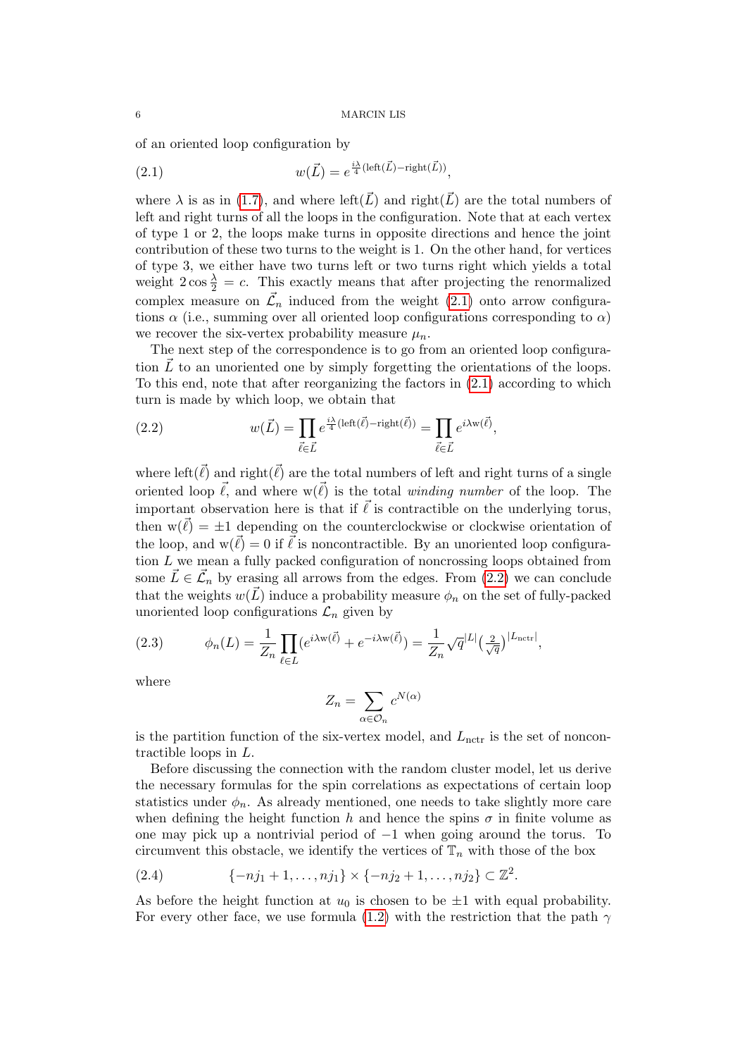of an oriented loop configuration by

$$w(\vec{L}) = e^{\frac{i\lambda}{4}(\mathrm{left}(\vec{L})-\mathrm{right}(\vec{L}))}, \tag{2.1}$$

where $\lambda$ is as in (1.7), and where $\mathrm{left}(\vec{L})$ and $\mathrm{right}(\vec{L})$ are the total numbers of left and right turns of all the loops in the configuration. Note that at each vertex of type 1 or 2, the loops make turns in opposite directions and hence the joint contribution of these two turns to the weight is 1. On the other hand, for vertices of type 3, we either have two turns left or two turns right which yields a total weight $2\cos\frac{\lambda}{2} = c$. This exactly means that after projecting the renormalized complex measure on $\vec{\mathcal{L}}_n$ induced from the weight (2.1) onto arrow configurations $\alpha$ (i.e., summing over all oriented loop configurations corresponding to $\alpha$) we recover the six-vertex probability measure $\mu_n$.

The next step of the correspondence is to go from an oriented loop configuration $\vec{L}$ to an unoriented one by simply forgetting the orientations of the loops. To this end, note that after reorganizing the factors in (2.1) according to which turn is made by which loop, we obtain that

$$w(\vec{L}) = \prod_{\vec{\ell}\in\vec{L}} e^{\frac{i\lambda}{4}(\mathrm{left}(\vec{\ell})-\mathrm{right}(\vec{\ell}))} = \prod_{\vec{\ell}\in\vec{L}} e^{i\lambda \mathrm{w}(\vec{\ell})}, \tag{2.2}$$

where $\mathrm{left}(\vec{\ell})$ and $\mathrm{right}(\vec{\ell})$ are the total numbers of left and right turns of a single oriented loop $\vec{\ell}$, and where $\mathrm{w}(\vec{\ell})$ is the total *winding number* of the loop. The important observation here is that if $\vec{\ell}$ is contractible on the underlying torus, then $\mathrm{w}(\vec{\ell}) = \pm 1$ depending on the counterclockwise or clockwise orientation of the loop, and $\mathrm{w}(\vec{\ell}) = 0$ if $\vec{\ell}$ is noncontractible. By an unoriented loop configuration $L$ we mean a fully packed configuration of noncrossing loops obtained from some $\vec{L} \in \vec{\mathcal{L}}_n$ by erasing all arrows from the edges. From (2.2) we can conclude that the weights $w(\vec{L})$ induce a probability measure $\phi_n$ on the set of fully-packed unoriented loop configurations $\mathcal{L}_n$ given by

$$\phi_n(L) = \frac{1}{Z_n}\prod_{\ell\in L}(e^{i\lambda \mathrm{w}(\vec{\ell})} + e^{-i\lambda \mathrm{w}(\vec{\ell})}) = \frac{1}{Z_n}\sqrt{q}^{|L|}\big(\tfrac{2}{\sqrt{q}}\big)^{|L_{\mathrm{nctr}}|}, \tag{2.3}$$

where

$$Z_n = \sum_{\alpha\in\mathcal{O}_n} c^{N(\alpha)}$$

is the partition function of the six-vertex model, and $L_{\mathrm{nctr}}$ is the set of noncontractible loops in $L$.

Before discussing the connection with the random cluster model, let us derive the necessary formulas for the spin correlations as expectations of certain loop statistics under $\phi_n$. As already mentioned, one needs to take slightly more care when defining the height function $h$ and hence the spins $\sigma$ in finite volume as one may pick up a nontrivial period of $-1$ when going around the torus. To circumvent this obstacle, we identify the vertices of $\mathbb{T}_n$ with those of the box

$$\{-nj_1+1,\dots,nj_1\}\times\{-nj_2+1,\dots,nj_2\}\subset\mathbb{Z}^2. \tag{2.4}$$

As before the height function at $u_0$ is chosen to be $\pm 1$ with equal probability. For every other face, we use formula (1.2) with the restriction that the path $\gamma$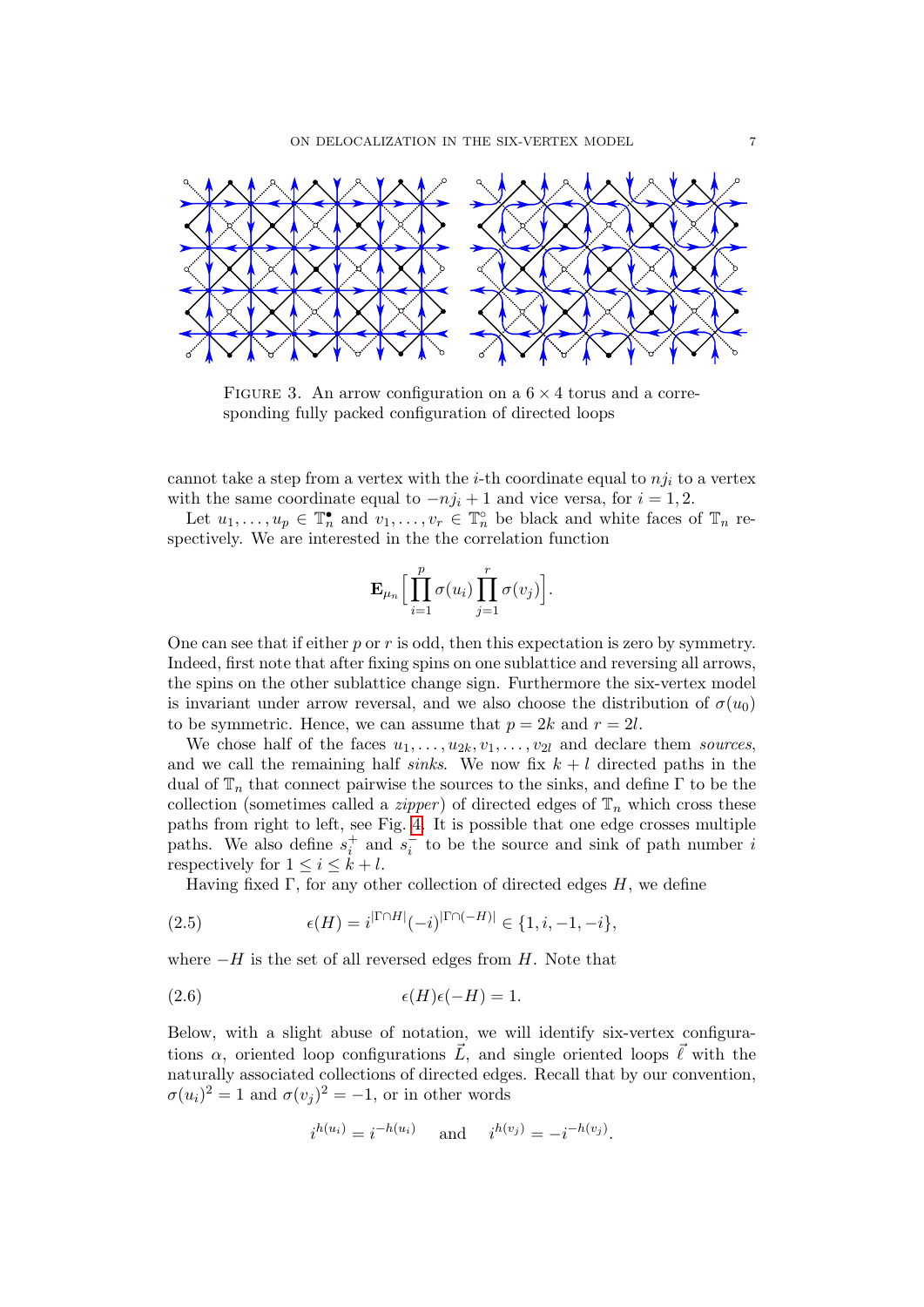FIGURE 3. An arrow configuration on a $6 \times 4$ torus and a corresponding fully packed configuration of directed loops

cannot take a step from a vertex with the $i$-th coordinate equal to $nj_i$ to a vertex with the same coordinate equal to $-nj_i + 1$ and vice versa, for $i = 1, 2$.

Let $u_1, \dots, u_p \in \mathbb{T}_n^\bullet$ and $v_1, \dots, v_r \in \mathbb{T}_n^\circ$ be black and white faces of $\mathbb{T}_n$ respectively. We are interested in the the correlation function

$$\mathbf{E}_{\mu_n}\Big[\prod_{i=1}^{p} \sigma(u_i) \prod_{j=1}^{r} \sigma(v_j)\Big].$$

One can see that if either $p$ or $r$ is odd, then this expectation is zero by symmetry. Indeed, first note that after fixing spins on one sublattice and reversing all arrows, the spins on the other sublattice change sign. Furthermore the six-vertex model is invariant under arrow reversal, and we also choose the distribution of $\sigma(u_0)$ to be symmetric. Hence, we can assume that $p = 2k$ and $r = 2l$.

We chose half of the faces $u_1, \dots, u_{2k}, v_1, \dots, v_{2l}$ and declare them *sources*, and we call the remaining half *sinks*. We now fix $k + l$ directed paths in the dual of $\mathbb{T}_n$ that connect pairwise the sources to the sinks, and define $\Gamma$ to be the collection (sometimes called a *zipper*) of directed edges of $\mathbb{T}_n$ which cross these paths from right to left, see Fig. 4. It is possible that one edge crosses multiple paths. We also define $s_i^+$ and $s_i^-$ to be the source and sink of path number $i$ respectively for $1 \leq i \leq k + l$.

Having fixed $\Gamma$, for any other collection of directed edges $H$, we define

$$\epsilon(H) = i^{|\Gamma \cap H|}(-i)^{|\Gamma \cap (-H)|} \in \{1, i, -1, -i\}, \tag{2.5}$$

where $-H$ is the set of all reversed edges from $H$. Note that

$$\epsilon(H)\epsilon(-H) = 1. \tag{2.6}$$

Below, with a slight abuse of notation, we will identify six-vertex configurations $\alpha$, oriented loop configurations $\vec{L}$, and single oriented loops $\vec{\ell}$ with the naturally associated collections of directed edges. Recall that by our convention, $\sigma(u_i)^2 = 1$ and $\sigma(v_j)^2 = -1$, or in other words

$$i^{h(u_i)} = i^{-h(u_i)} \quad \text{and} \quad i^{h(v_j)} = -i^{-h(v_j)}.$$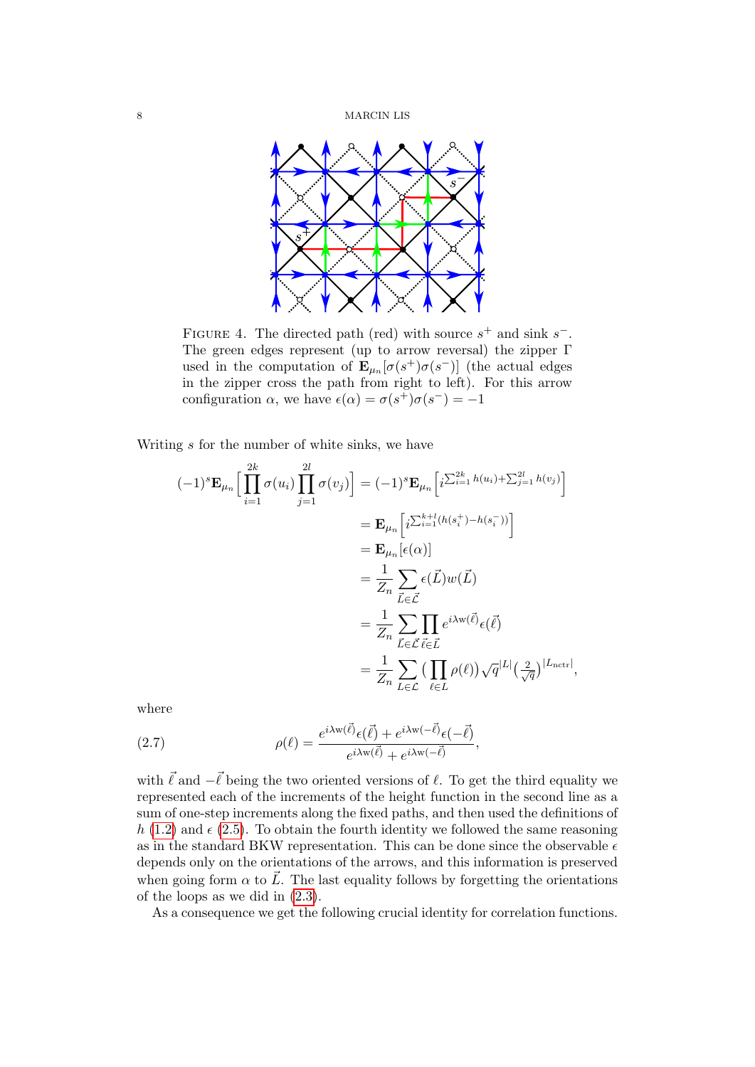FIGURE 4. The directed path (red) with source $s^+$ and sink $s^-$. The green edges represent (up to arrow reversal) the zipper $\Gamma$ used in the computation of $\mathbf{E}_{\mu_n}[\sigma(s^+)\sigma(s^-)]$ (the actual edges in the zipper cross the path from right to left). For this arrow configuration $\alpha$, we have $\epsilon(\alpha) = \sigma(s^+)\sigma(s^-) = -1$

Writing $s$ for the number of white sinks, we have

$$
\begin{aligned}
(-1)^s \mathbf{E}_{\mu_n}\Big[\prod_{i=1}^{2k}\sigma(u_i)\prod_{j=1}^{2l}\sigma(v_j)\Big] &= (-1)^s \mathbf{E}_{\mu_n}\Big[i^{\sum_{i=1}^{2k}h(u_i)+\sum_{j=1}^{2l}h(v_j)}\Big] \\
&= \mathbf{E}_{\mu_n}\Big[i^{\sum_{i=1}^{k+l}(h(s_i^+)-h(s_i^-))}\Big] \\
&= \mathbf{E}_{\mu_n}[\epsilon(\alpha)] \\
&= \frac{1}{Z_n}\sum_{\vec{L}\in\vec{\mathcal{L}}}\epsilon(\vec{L})w(\vec{L}) \\
&= \frac{1}{Z_n}\sum_{\vec{L}\in\vec{\mathcal{L}}}\prod_{\vec{\ell}\in\vec{L}}e^{i\lambda \mathrm{w}(\vec{\ell})}\epsilon(\vec{\ell}) \\
&= \frac{1}{Z_n}\sum_{L\in\mathcal{L}}\big(\prod_{\ell\in L}\rho(\ell)\big)\sqrt{q}^{|L|}\big(\tfrac{2}{\sqrt{q}}\big)^{|L_{\mathrm{nctr}}|},
\end{aligned}
$$

where

$$
\rho(\ell) = \frac{e^{i\lambda \mathrm{w}(\vec{\ell})}\epsilon(\vec{\ell}) + e^{i\lambda \mathrm{w}(-\vec{\ell})}\epsilon(-\vec{\ell})}{e^{i\lambda \mathrm{w}(\vec{\ell})} + e^{i\lambda \mathrm{w}(-\vec{\ell})}}, \tag{2.7}
$$

with $\vec{\ell}$ and $-\vec{\ell}$ being the two oriented versions of $\ell$. To get the third equality we represented each of the increments of the height function in the second line as a sum of one-step increments along the fixed paths, and then used the definitions of $h$ (1.2) and $\epsilon$ (2.5). To obtain the fourth identity we followed the same reasoning as in the standard BKW representation. This can be done since the observable $\epsilon$ depends only on the orientations of the arrows, and this information is preserved when going form $\alpha$ to $\vec{L}$. The last equality follows by forgetting the orientations of the loops as we did in (2.3).

As a consequence we get the following crucial identity for correlation functions.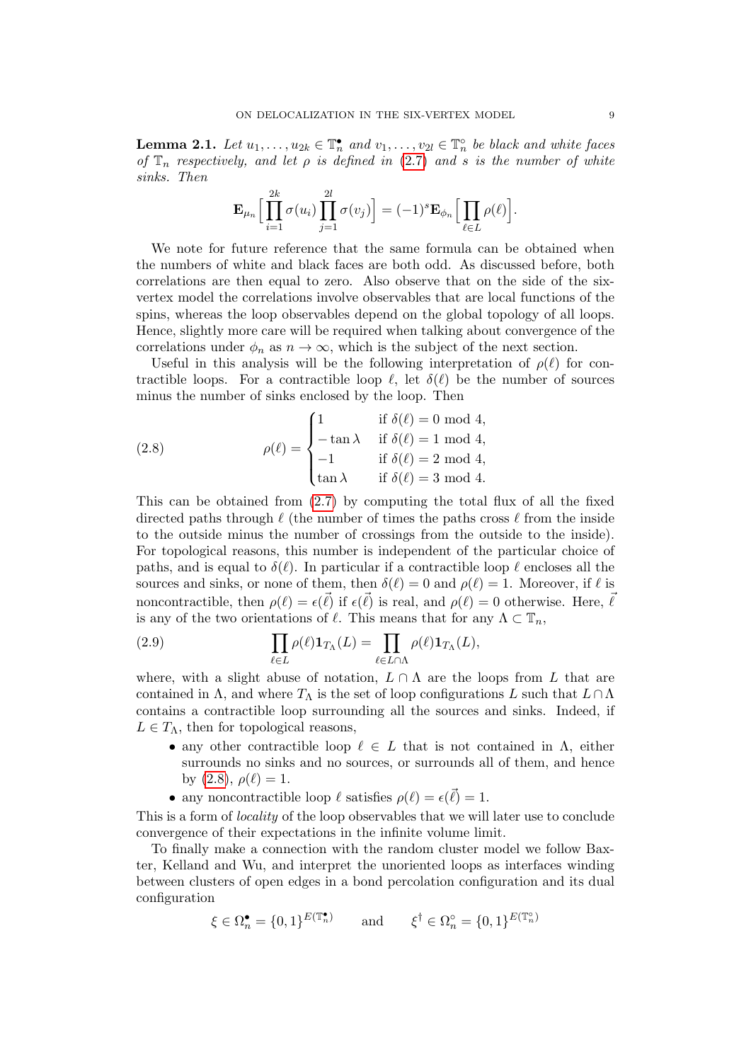**Lemma 2.1.** *Let $u_1, \dots, u_{2k} \in \mathbb{T}_n^\bullet$ and $v_1, \dots, v_{2l} \in \mathbb{T}_n^\circ$ be black and white faces of $\mathbb{T}_n$ respectively, and let $\rho$ is defined in (2.7) and $s$ is the number of white sinks. Then*

$$\mathbf{E}_{\mu_n}\Big[\prod_{i=1}^{2k} \sigma(u_i) \prod_{j=1}^{2l} \sigma(v_j)\Big] = (-1)^s \mathbf{E}_{\phi_n}\Big[\prod_{\ell \in L} \rho(\ell)\Big].$$

We note for future reference that the same formula can be obtained when the numbers of white and black faces are both odd. As discussed before, both correlations are then equal to zero. Also observe that on the side of the six-vertex model the correlations involve observables that are local functions of the spins, whereas the loop observables depend on the global topology of all loops. Hence, slightly more care will be required when talking about convergence of the correlations under $\phi_n$ as $n \to \infty$, which is the subject of the next section.

Useful in this analysis will be the following interpretation of $\rho(\ell)$ for contractible loops. For a contractible loop $\ell$, let $\delta(\ell)$ be the number of sources minus the number of sinks enclosed by the loop. Then

$$\rho(\ell) = \begin{cases} 1 & \text{if } \delta(\ell) = 0 \bmod 4, \\ -\tan\lambda & \text{if } \delta(\ell) = 1 \bmod 4, \\ -1 & \text{if } \delta(\ell) = 2 \bmod 4, \\ \tan\lambda & \text{if } \delta(\ell) = 3 \bmod 4. \end{cases} \tag{2.8}$$

This can be obtained from (2.7) by computing the total flux of all the fixed directed paths through $\ell$ (the number of times the paths cross $\ell$ from the inside to the outside minus the number of crossings from the outside to the inside). For topological reasons, this number is independent of the particular choice of paths, and is equal to $\delta(\ell)$. In particular if a contractible loop $\ell$ encloses all the sources and sinks, or none of them, then $\delta(\ell) = 0$ and $\rho(\ell) = 1$. Moreover, if $\ell$ is noncontractible, then $\rho(\ell) = \epsilon(\vec{\ell})$ if $\epsilon(\vec{\ell})$ is real, and $\rho(\ell) = 0$ otherwise. Here, $\vec{\ell}$ is any of the two orientations of $\ell$. This means that for any $\Lambda \subset \mathbb{T}_n$,

$$\prod_{\ell \in L} \rho(\ell) \mathbf{1}_{T_\Lambda}(L) = \prod_{\ell \in L \cap \Lambda} \rho(\ell) \mathbf{1}_{T_\Lambda}(L), \tag{2.9}$$

where, with a slight abuse of notation, $L \cap \Lambda$ are the loops from $L$ that are contained in $\Lambda$, and where $T_\Lambda$ is the set of loop configurations $L$ such that $L \cap \Lambda$ contains a contractible loop surrounding all the sources and sinks. Indeed, if $L \in T_\Lambda$, then for topological reasons,

- any other contractible loop $\ell \in L$ that is not contained in $\Lambda$, either surrounds no sinks and no sources, or surrounds all of them, and hence by (2.8), $\rho(\ell) = 1$.
- any noncontractible loop $\ell$ satisfies $\rho(\ell) = \epsilon(\vec{\ell}) = 1$.

This is a form of *locality* of the loop observables that we will later use to conclude convergence of their expectations in the infinite volume limit.

To finally make a connection with the random cluster model we follow Baxter, Kelland and Wu, and interpret the unoriented loops as interfaces winding between clusters of open edges in a bond percolation configuration and its dual configuration

$$\xi \in \Omega_n^\bullet = \{0,1\}^{E(\mathbb{T}_n^\bullet)} \qquad \text{and} \qquad \xi^\dagger \in \Omega_n^\circ = \{0,1\}^{E(\mathbb{T}_n^\circ)}$$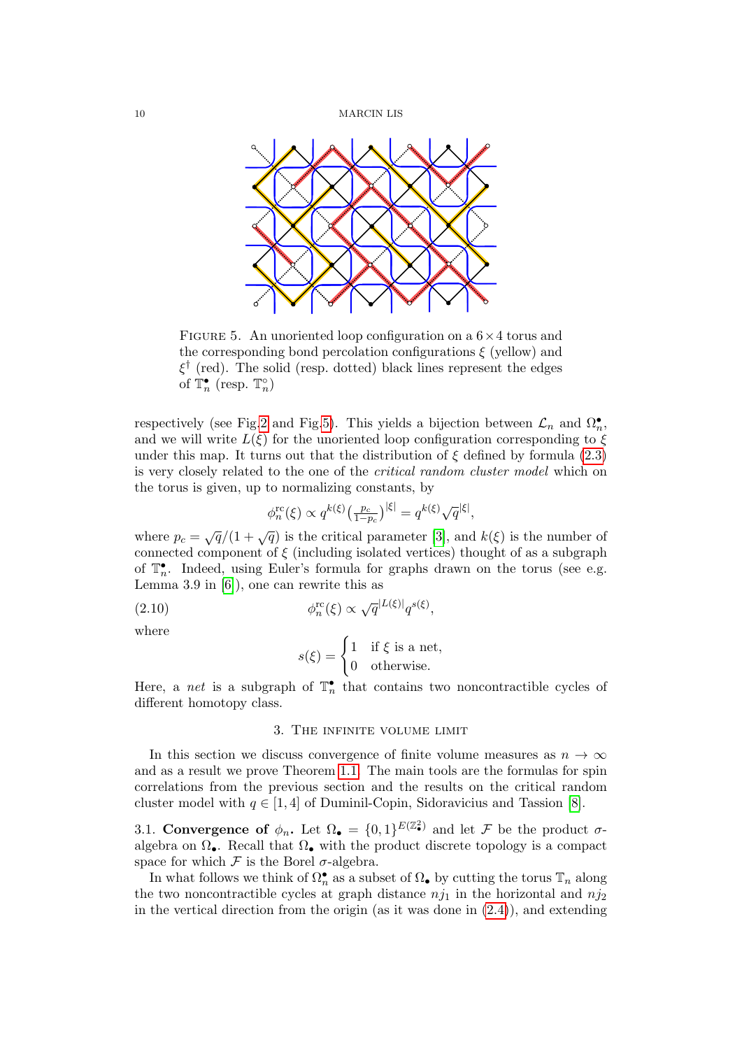FIGURE 5. An unoriented loop configuration on a $6 \times 4$ torus and the corresponding bond percolation configurations $\xi$ (yellow) and $\xi^{\dagger}$ (red). The solid (resp. dotted) black lines represent the edges of $\mathbb{T}_n^{\bullet}$ (resp. $\mathbb{T}_n^{\circ}$)

respectively (see Fig.2 and Fig.5). This yields a bijection between $\mathcal{L}_n$ and $\Omega_n^{\bullet}$, and we will write $L(\xi)$ for the unoriented loop configuration corresponding to $\xi$ under this map. It turns out that the distribution of $\xi$ defined by formula (2.3) is very closely related to the one of the *critical random cluster model* which on the torus is given, up to normalizing constants, by

$$\phi_n^{\mathrm{rc}}(\xi) \propto q^{k(\xi)} \big(\tfrac{p_c}{1-p_c}\big)^{|\xi|} = q^{k(\xi)} \sqrt{q}^{|\xi|},$$

where $p_c = \sqrt{q}/(1+\sqrt{q})$ is the critical parameter [3], and $k(\xi)$ is the number of connected component of $\xi$ (including isolated vertices) thought of as a subgraph of $\mathbb{T}_n^{\bullet}$. Indeed, using Euler's formula for graphs drawn on the torus (see e.g. Lemma 3.9 in [6]), one can rewrite this as

$$\phi_n^{\mathrm{rc}}(\xi) \propto \sqrt{q}^{|L(\xi)|} q^{s(\xi)}, \tag{2.10}$$

where

$$s(\xi) = \begin{cases} 1 & \text{if } \xi \text{ is a net,} \\ 0 & \text{otherwise.} \end{cases}$$

Here, a *net* is a subgraph of $\mathbb{T}_n^{\bullet}$ that contains two noncontractible cycles of different homotopy class.

## 3. The infinite volume limit

In this section we discuss convergence of finite volume measures as $n \to \infty$ and as a result we prove Theorem 1.1. The main tools are the formulas for spin correlations from the previous section and the results on the critical random cluster model with $q \in [1,4]$ of Duminil-Copin, Sidoravicius and Tassion [8].

### 3.1. Convergence of $\phi_n$.

Let $\Omega_{\bullet} = \{0,1\}^{E(\mathbb{Z}^2_{\bullet})}$ and let $\mathcal{F}$ be the product $\sigma$-algebra on $\Omega_{\bullet}$. Recall that $\Omega_{\bullet}$ with the product discrete topology is a compact space for which $\mathcal{F}$ is the Borel $\sigma$-algebra.

In what follows we think of $\Omega_n^{\bullet}$ as a subset of $\Omega_{\bullet}$ by cutting the torus $\mathbb{T}_n$ along the two noncontractible cycles at graph distance $nj_1$ in the horizontal and $nj_2$ in the vertical direction from the origin (as it was done in (2.4)), and extending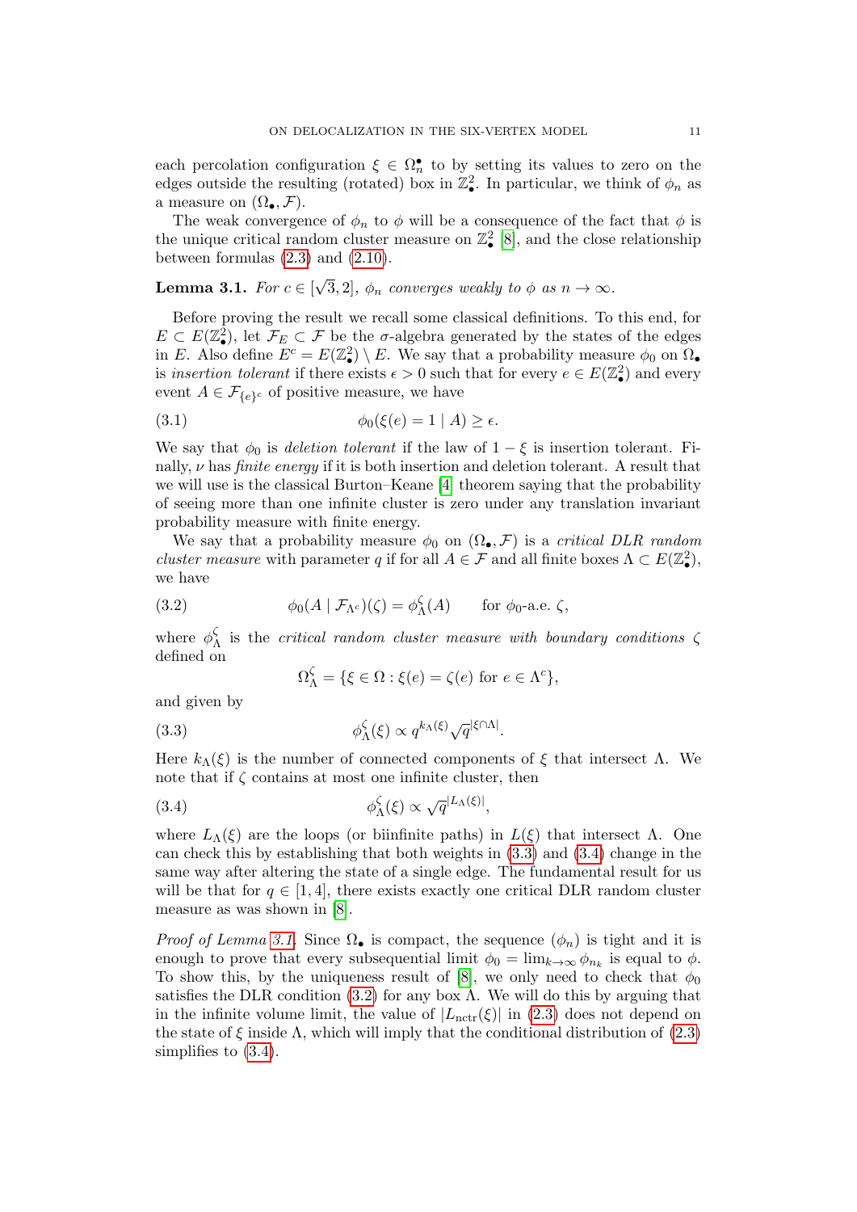each percolation configuration $\xi \in \Omega_n^\bullet$ to by setting its values to zero on the edges outside the resulting (rotated) box in $\mathbb{Z}^2_\bullet$. In particular, we think of $\phi_n$ as a measure on $(\Omega_\bullet, \mathcal{F})$.

The weak convergence of $\phi_n$ to $\phi$ will be a consequence of the fact that $\phi$ is the unique critical random cluster measure on $\mathbb{Z}^2_\bullet$ [8], and the close relationship between formulas (2.3) and (2.10).

**Lemma 3.1.** *For $c \in [\sqrt{3}, 2]$, $\phi_n$ converges weakly to $\phi$ as $n \to \infty$.*

Before proving the result we recall some classical definitions. To this end, for $E \subset E(\mathbb{Z}^2_\bullet)$, let $\mathcal{F}_E \subset \mathcal{F}$ be the $\sigma$-algebra generated by the states of the edges in $E$. Also define $E^c = E(\mathbb{Z}^2_\bullet) \setminus E$. We say that a probability measure $\phi_0$ on $\Omega_\bullet$ is *insertion tolerant* if there exists $\epsilon > 0$ such that for every $e \in E(\mathbb{Z}^2_\bullet)$ and every event $A \in \mathcal{F}_{\{e\}^c}$ of positive measure, we have

$$\phi_0(\xi(e) = 1 \mid A) \geq \epsilon. \tag{3.1}$$

We say that $\phi_0$ is *deletion tolerant* if the law of $1 - \xi$ is insertion tolerant. Finally, $\nu$ has *finite energy* if it is both insertion and deletion tolerant. A result that we will use is the classical Burton–Keane [4] theorem saying that the probability of seeing more than one infinite cluster is zero under any translation invariant probability measure with finite energy.

We say that a probability measure $\phi_0$ on $(\Omega_\bullet, \mathcal{F})$ is a *critical DLR random cluster measure* with parameter $q$ if for all $A \in \mathcal{F}$ and all finite boxes $\Lambda \subset E(\mathbb{Z}^2_\bullet)$, we have

$$\phi_0(A \mid \mathcal{F}_{\Lambda^c})(\zeta) = \phi^\zeta_\Lambda(A) \qquad \text{for } \phi_0\text{-a.e. } \zeta, \tag{3.2}$$

where $\phi^\zeta_\Lambda$ is the *critical random cluster measure with boundary conditions* $\zeta$ defined on

$$\Omega^\zeta_\Lambda = \{\xi \in \Omega : \xi(e) = \zeta(e) \text{ for } e \in \Lambda^c\},$$

and given by

$$\phi^\zeta_\Lambda(\xi) \propto q^{k_\Lambda(\xi)} \sqrt{q}^{|\xi \cap \Lambda|}. \tag{3.3}$$

Here $k_\Lambda(\xi)$ is the number of connected components of $\xi$ that intersect $\Lambda$. We note that if $\zeta$ contains at most one infinite cluster, then

$$\phi^\zeta_\Lambda(\xi) \propto \sqrt{q}^{|L_\Lambda(\xi)|}, \tag{3.4}$$

where $L_\Lambda(\xi)$ are the loops (or biinfinite paths) in $L(\xi)$ that intersect $\Lambda$. One can check this by establishing that both weights in (3.3) and (3.4) change in the same way after altering the state of a single edge. The fundamental result for us will be that for $q \in [1, 4]$, there exists exactly one critical DLR random cluster measure as was shown in [8].

*Proof of Lemma 3.1.* Since $\Omega_\bullet$ is compact, the sequence $(\phi_n)$ is tight and it is enough to prove that every subsequential limit $\phi_0 = \lim_{k \to \infty} \phi_{n_k}$ is equal to $\phi$. To show this, by the uniqueness result of [8], we only need to check that $\phi_0$ satisfies the DLR condition (3.2) for any box $\Lambda$. We will do this by arguing that in the infinite volume limit, the value of $|L_{\mathrm{nctr}}(\xi)|$ in (2.3) does not depend on the state of $\xi$ inside $\Lambda$, which will imply that the conditional distribution of (2.3) simplifies to (3.4).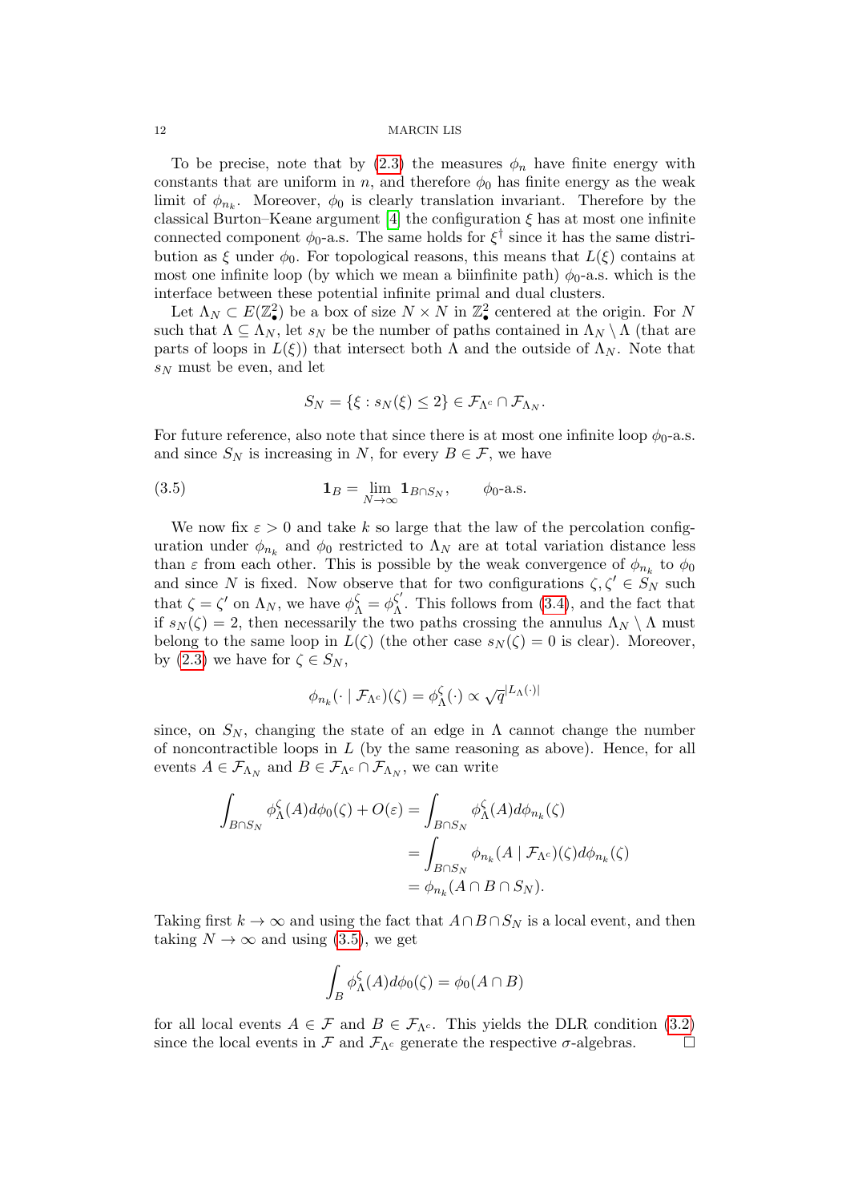To be precise, note that by (2.3) the measures $\phi_n$ have finite energy with constants that are uniform in $n$, and therefore $\phi_0$ has finite energy as the weak limit of $\phi_{n_k}$. Moreover, $\phi_0$ is clearly translation invariant. Therefore by the classical Burton–Keane argument [4] the configuration $\xi$ has at most one infinite connected component $\phi_0$-a.s. The same holds for $\xi^\dagger$ since it has the same distribution as $\xi$ under $\phi_0$. For topological reasons, this means that $L(\xi)$ contains at most one infinite loop (by which we mean a biinfinite path) $\phi_0$-a.s. which is the interface between these potential infinite primal and dual clusters.

Let $\Lambda_N \subset E(\mathbb{Z}^2_\bullet)$ be a box of size $N \times N$ in $\mathbb{Z}^2_\bullet$ centered at the origin. For $N$ such that $\Lambda \subseteq \Lambda_N$, let $s_N$ be the number of paths contained in $\Lambda_N \setminus \Lambda$ (that are parts of loops in $L(\xi)$) that intersect both $\Lambda$ and the outside of $\Lambda_N$. Note that $s_N$ must be even, and let

$$S_N = \{\xi : s_N(\xi) \leq 2\} \in \mathcal{F}_{\Lambda^c} \cap \mathcal{F}_{\Lambda_N}.$$

For future reference, also note that since there is at most one infinite loop $\phi_0$-a.s. and since $S_N$ is increasing in $N$, for every $B \in \mathcal{F}$, we have

$$\mathbf{1}_B = \lim_{N\to\infty} \mathbf{1}_{B\cap S_N}, \qquad \phi_0\text{-a.s.} \tag{3.5}$$

We now fix $\varepsilon > 0$ and take $k$ so large that the law of the percolation configuration under $\phi_{n_k}$ and $\phi_0$ restricted to $\Lambda_N$ are at total variation distance less than $\varepsilon$ from each other. This is possible by the weak convergence of $\phi_{n_k}$ to $\phi_0$ and since $N$ is fixed. Now observe that for two configurations $\zeta, \zeta' \in S_N$ such that $\zeta = \zeta'$ on $\Lambda_N$, we have $\phi^\zeta_\Lambda = \phi^{\zeta'}_\Lambda$. This follows from (3.4), and the fact that if $s_N(\zeta) = 2$, then necessarily the two paths crossing the annulus $\Lambda_N \setminus \Lambda$ must belong to the same loop in $L(\zeta)$ (the other case $s_N(\zeta) = 0$ is clear). Moreover, by (2.3) we have for $\zeta \in S_N$,

$$\phi_{n_k}(\cdot \mid \mathcal{F}_{\Lambda^c})(\zeta) = \phi^\zeta_\Lambda(\cdot) \propto \sqrt{q}^{|L_\Lambda(\cdot)|}$$

since, on $S_N$, changing the state of an edge in $\Lambda$ cannot change the number of noncontractible loops in $L$ (by the same reasoning as above). Hence, for all events $A \in \mathcal{F}_{\Lambda_N}$ and $B \in \mathcal{F}_{\Lambda^c} \cap \mathcal{F}_{\Lambda_N}$, we can write

$$\begin{aligned}
\int_{B\cap S_N} \phi^\zeta_\Lambda(A) d\phi_0(\zeta) + O(\varepsilon) &= \int_{B\cap S_N} \phi^\zeta_\Lambda(A) d\phi_{n_k}(\zeta) \\
&= \int_{B\cap S_N} \phi_{n_k}(A \mid \mathcal{F}_{\Lambda^c})(\zeta) d\phi_{n_k}(\zeta) \\
&= \phi_{n_k}(A \cap B \cap S_N).
\end{aligned}$$

Taking first $k \to \infty$ and using the fact that $A \cap B \cap S_N$ is a local event, and then taking $N \to \infty$ and using (3.5), we get

$$\int_B \phi^\zeta_\Lambda(A) d\phi_0(\zeta) = \phi_0(A \cap B)$$

for all local events $A \in \mathcal{F}$ and $B \in \mathcal{F}_{\Lambda^c}$. This yields the DLR condition (3.2) since the local events in $\mathcal{F}$ and $\mathcal{F}_{\Lambda^c}$ generate the respective $\sigma$-algebras. ∎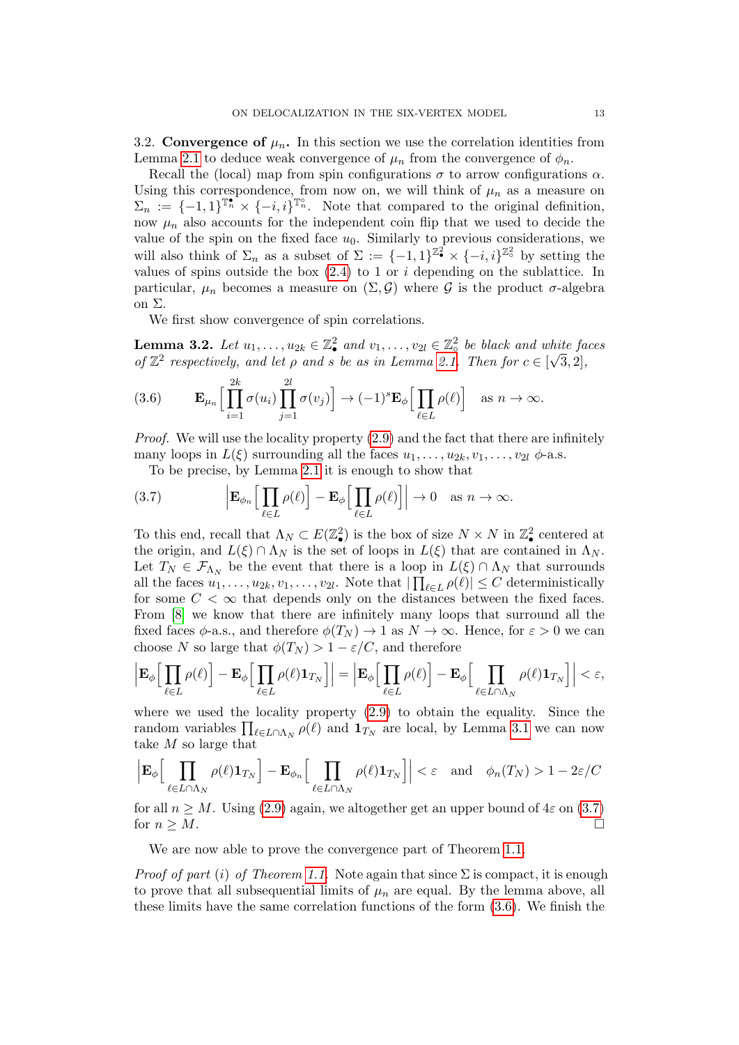3.2. **Convergence of $\mu_n$.** In this section we use the correlation identities from Lemma 2.1 to deduce weak convergence of $\mu_n$ from the convergence of $\phi_n$.

Recall the (local) map from spin configurations $\sigma$ to arrow configurations $\alpha$. Using this correspondence, from now on, we will think of $\mu_n$ as a measure on $\Sigma_n := \{-1,1\}^{\mathbb{T}_n^\bullet} \times \{-i,i\}^{\mathbb{T}_n^\circ}$. Note that compared to the original definition, now $\mu_n$ also accounts for the independent coin flip that we used to decide the value of the spin on the fixed face $u_0$. Similarly to previous considerations, we will also think of $\Sigma_n$ as a subset of $\Sigma := \{-1,1\}^{\mathbb{Z}^2_\bullet} \times \{-i,i\}^{\mathbb{Z}^2_\circ}$ by setting the values of spins outside the box (2.4) to 1 or $i$ depending on the sublattice. In particular, $\mu_n$ becomes a measure on $(\Sigma, \mathcal{G})$ where $\mathcal{G}$ is the product $\sigma$-algebra on $\Sigma$.

We first show convergence of spin correlations.

**Lemma 3.2.** *Let $u_1, \ldots, u_{2k} \in \mathbb{Z}^2_\bullet$ and $v_1, \ldots, v_{2l} \in \mathbb{Z}^2_\circ$ be black and white faces of $\mathbb{Z}^2$ respectively, and let $\rho$ and $s$ be as in Lemma 2.1. Then for $c \in [\sqrt{3}, 2]$,*

$$\mathbf{E}_{\mu_n}\Big[\prod_{i=1}^{2k} \sigma(u_i) \prod_{j=1}^{2l} \sigma(v_j)\Big] \to (-1)^s \mathbf{E}_\phi\Big[\prod_{\ell \in L} \rho(\ell)\Big] \quad \text{as } n \to \infty. \tag{3.6}$$

*Proof.* We will use the locality property (2.9) and the fact that there are infinitely many loops in $L(\xi)$ surrounding all the faces $u_1, \ldots, u_{2k}, v_1, \ldots, v_{2l}$ $\phi$-a.s.

To be precise, by Lemma 2.1 it is enough to show that

$$\Big|\mathbf{E}_{\phi_n}\Big[\prod_{\ell \in L} \rho(\ell)\Big] - \mathbf{E}_\phi\Big[\prod_{\ell \in L} \rho(\ell)\Big]\Big| \to 0 \quad \text{as } n \to \infty. \tag{3.7}$$

To this end, recall that $\Lambda_N \subset E(\mathbb{Z}^2_\bullet)$ is the box of size $N \times N$ in $\mathbb{Z}^2_\bullet$ centered at the origin, and $L(\xi) \cap \Lambda_N$ is the set of loops in $L(\xi)$ that are contained in $\Lambda_N$. Let $T_N \in \mathcal{F}_{\Lambda_N}$ be the event that there is a loop in $L(\xi) \cap \Lambda_N$ that surrounds all the faces $u_1, \ldots, u_{2k}, v_1, \ldots, v_{2l}$. Note that $|\prod_{\ell \in L} \rho(\ell)| \leq C$ deterministically for some $C < \infty$ that depends only on the distances between the fixed faces. From [8] we know that there are infinitely many loops that surround all the fixed faces $\phi$-a.s., and therefore $\phi(T_N) \to 1$ as $N \to \infty$. Hence, for $\varepsilon > 0$ we can choose $N$ so large that $\phi(T_N) > 1 - \varepsilon/C$, and therefore

$$\Big|\mathbf{E}_\phi\Big[\prod_{\ell \in L} \rho(\ell)\Big] - \mathbf{E}_\phi\Big[\prod_{\ell \in L} \rho(\ell)\mathbf{1}_{T_N}\Big]\Big| = \Big|\mathbf{E}_\phi\Big[\prod_{\ell \in L} \rho(\ell)\Big] - \mathbf{E}_\phi\Big[\prod_{\ell \in L \cap \Lambda_N} \rho(\ell)\mathbf{1}_{T_N}\Big]\Big| < \varepsilon,$$

where we used the locality property (2.9) to obtain the equality. Since the random variables $\prod_{\ell \in L \cap \Lambda_N} \rho(\ell)$ and $\mathbf{1}_{T_N}$ are local, by Lemma 3.1 we can now take $M$ so large that

$$\Big|\mathbf{E}_\phi\Big[\prod_{\ell \in L \cap \Lambda_N} \rho(\ell)\mathbf{1}_{T_N}\Big] - \mathbf{E}_{\phi_n}\Big[\prod_{\ell \in L \cap \Lambda_N} \rho(\ell)\mathbf{1}_{T_N}\Big]\Big| < \varepsilon \quad \text{and} \quad \phi_n(T_N) > 1 - 2\varepsilon/C$$

for all $n \geq M$. Using (2.9) again, we altogether get an upper bound of $4\varepsilon$ on (3.7) for $n \geq M$. $\square$

We are now able to prove the convergence part of Theorem 1.1.

*Proof of part (i) of Theorem 1.1.* Note again that since $\Sigma$ is compact, it is enough to prove that all subsequential limits of $\mu_n$ are equal. By the lemma above, all these limits have the same correlation functions of the form (3.6). We finish the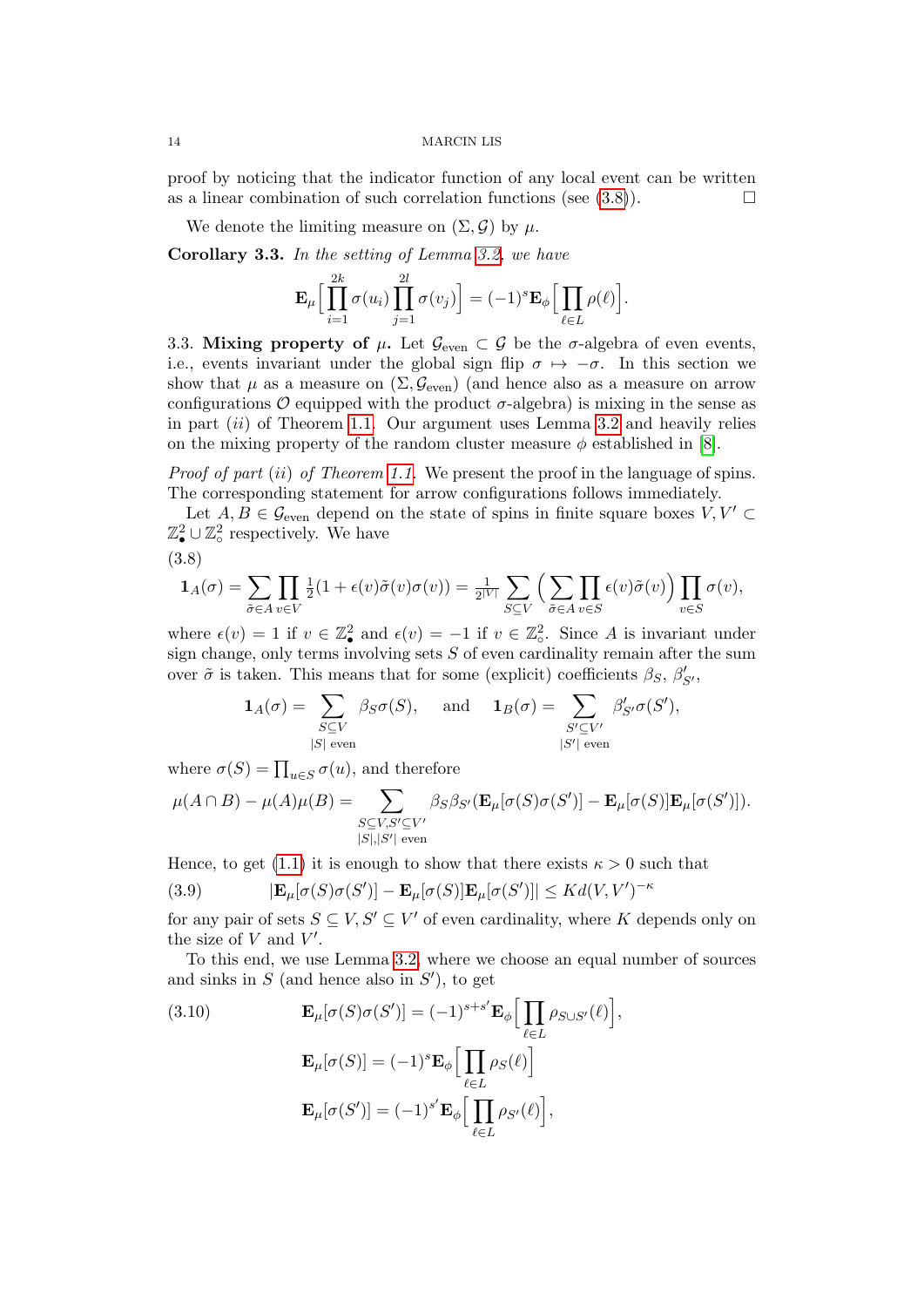proof by noticing that the indicator function of any local event can be written as a linear combination of such correlation functions (see (3.8)). □

We denote the limiting measure on $(\Sigma, \mathcal{G})$ by $\mu$.

**Corollary 3.3.** *In the setting of Lemma 3.2, we have*

$$\mathbf{E}_\mu\Big[\prod_{i=1}^{2k}\sigma(u_i)\prod_{j=1}^{2l}\sigma(v_j)\Big] = (-1)^s\mathbf{E}_\phi\Big[\prod_{\ell\in L}\rho(\ell)\Big].$$

3.3. **Mixing property of $\mu$.** Let $\mathcal{G}_{\text{even}} \subset \mathcal{G}$ be the $\sigma$-algebra of even events, i.e., events invariant under the global sign flip $\sigma \mapsto -\sigma$. In this section we show that $\mu$ as a measure on $(\Sigma, \mathcal{G}_{\text{even}})$ (and hence also as a measure on arrow configurations $\mathcal{O}$ equipped with the product $\sigma$-algebra) is mixing in the sense as in part $(ii)$ of Theorem 1.1. Our argument uses Lemma 3.2 and heavily relies on the mixing property of the random cluster measure $\phi$ established in [8].

*Proof of part (ii) of Theorem 1.1.* We present the proof in the language of spins. The corresponding statement for arrow configurations follows immediately.

Let $A, B \in \mathcal{G}_{\text{even}}$ depend on the state of spins in finite square boxes $V, V' \subset \mathbb{Z}^2_\bullet \cup \mathbb{Z}^2_\circ$ respectively. We have

(3.8)
$$\mathbf{1}_A(\sigma) = \sum_{\tilde\sigma\in A}\prod_{v\in V}\tfrac{1}{2}(1+\epsilon(v)\tilde\sigma(v)\sigma(v)) = \tfrac{1}{2^{|V|}}\sum_{S\subseteq V}\Big(\sum_{\tilde\sigma\in A}\prod_{v\in S}\epsilon(v)\tilde\sigma(v)\Big)\prod_{v\in S}\sigma(v),$$

where $\epsilon(v) = 1$ if $v \in \mathbb{Z}^2_\bullet$ and $\epsilon(v) = -1$ if $v \in \mathbb{Z}^2_\circ$. Since $A$ is invariant under sign change, only terms involving sets $S$ of even cardinality remain after the sum over $\tilde\sigma$ is taken. This means that for some (explicit) coefficients $\beta_S$, $\beta'_{S'}$,

$$\mathbf{1}_A(\sigma) = \sum_{\substack{S\subseteq V\\ |S| \text{ even}}}\beta_S\sigma(S), \quad \text{and} \quad \mathbf{1}_B(\sigma) = \sum_{\substack{S'\subseteq V'\\ |S'| \text{ even}}}\beta'_{S'}\sigma(S'),$$

where $\sigma(S) = \prod_{u\in S}\sigma(u)$, and therefore

$$\mu(A\cap B) - \mu(A)\mu(B) = \sum_{\substack{S\subseteq V, S'\subseteq V'\\ |S|,|S'| \text{ even}}}\beta_S\beta_{S'}(\mathbf{E}_\mu[\sigma(S)\sigma(S')] - \mathbf{E}_\mu[\sigma(S)]\mathbf{E}_\mu[\sigma(S')]).$$

Hence, to get (1.1) it is enough to show that there exists $\kappa > 0$ such that

(3.9)
$$|\mathbf{E}_\mu[\sigma(S)\sigma(S')] - \mathbf{E}_\mu[\sigma(S)]\mathbf{E}_\mu[\sigma(S')]| \le Kd(V,V')^{-\kappa}$$

for any pair of sets $S \subseteq V$, $S' \subseteq V'$ of even cardinality, where $K$ depends only on the size of $V$ and $V'$.

To this end, we use Lemma 3.2, where we choose an equal number of sources and sinks in $S$ (and hence also in $S'$), to get

(3.10)
$$\mathbf{E}_\mu[\sigma(S)\sigma(S')] = (-1)^{s+s'}\mathbf{E}_\phi\Big[\prod_{\ell\in L}\rho_{S\cup S'}(\ell)\Big],$$
$$\mathbf{E}_\mu[\sigma(S)] = (-1)^{s}\mathbf{E}_\phi\Big[\prod_{\ell\in L}\rho_{S}(\ell)\Big]$$
$$\mathbf{E}_\mu[\sigma(S')] = (-1)^{s'}\mathbf{E}_\phi\Big[\prod_{\ell\in L}\rho_{S'}(\ell)\Big],$$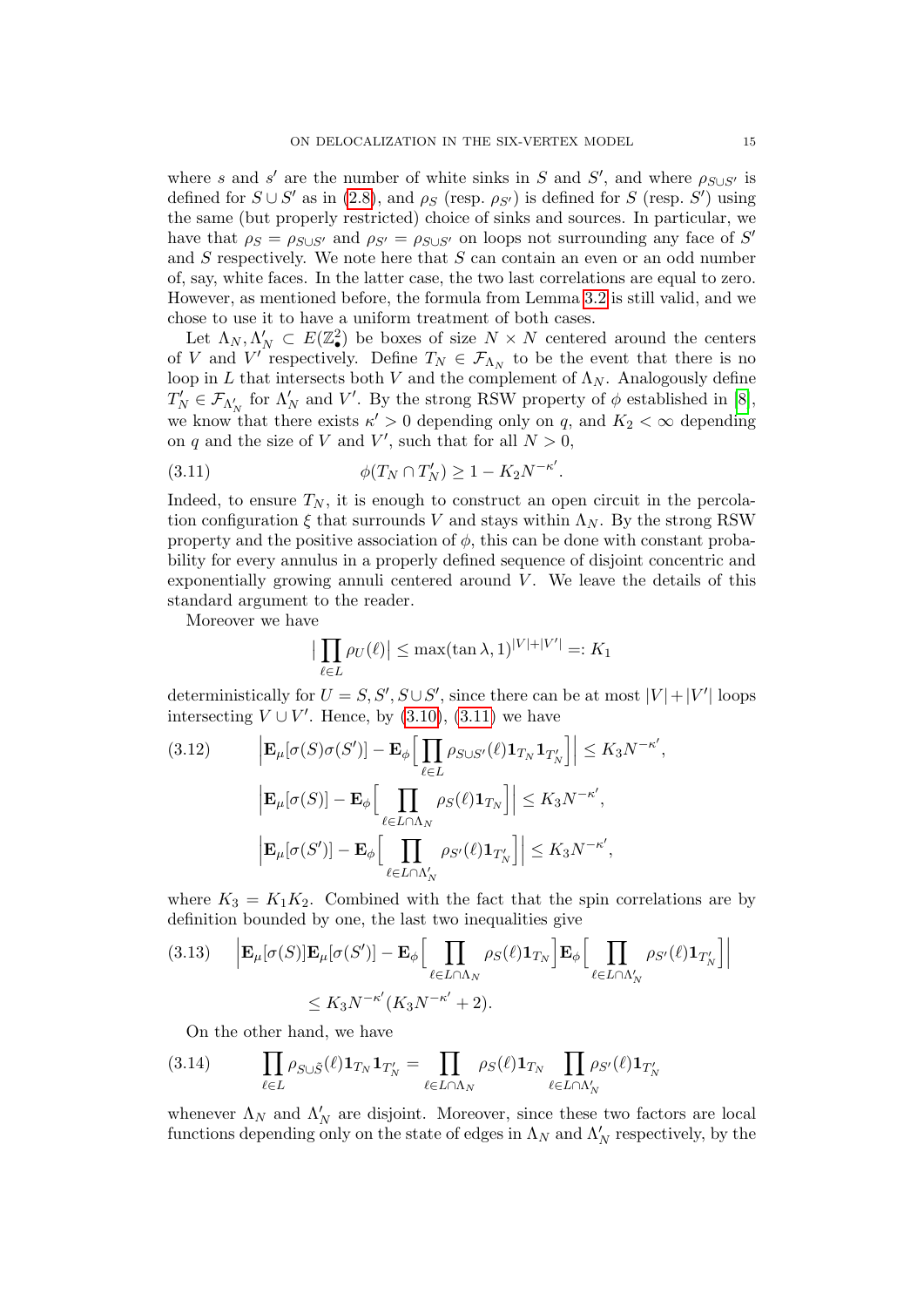where $s$ and $s'$ are the number of white sinks in $S$ and $S'$, and where $\rho_{S\cup S'}$ is defined for $S \cup S'$ as in (2.8), and $\rho_S$ (resp. $\rho_{S'}$) is defined for $S$ (resp. $S'$) using the same (but properly restricted) choice of sinks and sources. In particular, we have that $\rho_S = \rho_{S\cup S'}$ and $\rho_{S'} = \rho_{S\cup S'}$ on loops not surrounding any face of $S'$ and $S$ respectively. We note here that $S$ can contain an even or an odd number of, say, white faces. In the latter case, the two last correlations are equal to zero. However, as mentioned before, the formula from Lemma 3.2 is still valid, and we chose to use it to have a uniform treatment of both cases.

Let $\Lambda_N, \Lambda'_N \subset E(\mathbb{Z}^2_\bullet)$ be boxes of size $N \times N$ centered around the centers of $V$ and $V'$ respectively. Define $T_N \in \mathcal{F}_{\Lambda_N}$ to be the event that there is no loop in $L$ that intersects both $V$ and the complement of $\Lambda_N$. Analogously define $T'_N \in \mathcal{F}_{\Lambda'_N}$ for $\Lambda'_N$ and $V'$. By the strong RSW property of $\phi$ established in [8], we know that there exists $\kappa' > 0$ depending only on $q$, and $K_2 < \infty$ depending on $q$ and the size of $V$ and $V'$, such that for all $N > 0$,

$$\phi(T_N \cap T'_N) \geq 1 - K_2 N^{-\kappa'}. \tag{3.11}$$

Indeed, to ensure $T_N$, it is enough to construct an open circuit in the percolation configuration $\xi$ that surrounds $V$ and stays within $\Lambda_N$. By the strong RSW property and the positive association of $\phi$, this can be done with constant probability for every annulus in a properly defined sequence of disjoint concentric and exponentially growing annuli centered around $V$. We leave the details of this standard argument to the reader.

Moreover we have

$$\Big|\prod_{\ell\in L} \rho_U(\ell)\Big| \leq \max(\tan\lambda, 1)^{|V|+|V'|} =: K_1$$

deterministically for $U = S, S', S\cup S'$, since there can be at most $|V|+|V'|$ loops intersecting $V \cup V'$. Hence, by (3.10), (3.11) we have

$$\begin{aligned}
&\Big|\mathbf{E}_\mu[\sigma(S)\sigma(S')] - \mathbf{E}_\phi\Big[\prod_{\ell\in L}\rho_{S\cup S'}(\ell)\mathbf{1}_{T_N}\mathbf{1}_{T'_N}\Big]\Big| \leq K_3 N^{-\kappa'}, \\
&\Big|\mathbf{E}_\mu[\sigma(S)] - \mathbf{E}_\phi\Big[\prod_{\ell\in L\cap\Lambda_N}\rho_{S}(\ell)\mathbf{1}_{T_N}\Big]\Big| \leq K_3 N^{-\kappa'}, \\
&\Big|\mathbf{E}_\mu[\sigma(S')] - \mathbf{E}_\phi\Big[\prod_{\ell\in L\cap\Lambda'_N}\rho_{S'}(\ell)\mathbf{1}_{T'_N}\Big]\Big| \leq K_3 N^{-\kappa'},
\end{aligned} \tag{3.12}$$

where $K_3 = K_1K_2$. Combined with the fact that the spin correlations are by definition bounded by one, the last two inequalities give

$$\begin{aligned}
&\Big|\mathbf{E}_\mu[\sigma(S)]\mathbf{E}_\mu[\sigma(S')] - \mathbf{E}_\phi\Big[\prod_{\ell\in L\cap\Lambda_N}\rho_{S}(\ell)\mathbf{1}_{T_N}\Big]\mathbf{E}_\phi\Big[\prod_{\ell\in L\cap\Lambda'_N}\rho_{S'}(\ell)\mathbf{1}_{T'_N}\Big]\Big| \\
&\qquad \leq K_3 N^{-\kappa'}(K_3N^{-\kappa'} + 2).
\end{aligned} \tag{3.13}$$

On the other hand, we have

$$\prod_{\ell\in L}\rho_{S\cup\tilde{S}}(\ell)\mathbf{1}_{T_N}\mathbf{1}_{T'_N} = \prod_{\ell\in L\cap\Lambda_N}\rho_{S}(\ell)\mathbf{1}_{T_N}\prod_{\ell\in L\cap\Lambda'_N}\rho_{S'}(\ell)\mathbf{1}_{T'_N} \tag{3.14}$$

whenever $\Lambda_N$ and $\Lambda'_N$ are disjoint. Moreover, since these two factors are local functions depending only on the state of edges in $\Lambda_N$ and $\Lambda'_N$ respectively, by the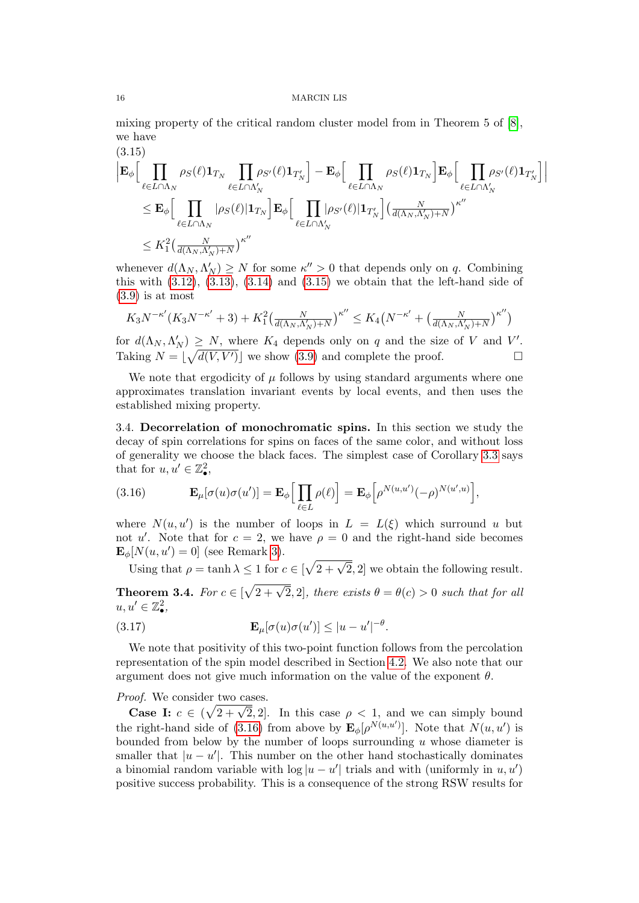mixing property of the critical random cluster model from in Theorem 5 of [8], we have

$$
\begin{aligned}
&\Big|\mathbf{E}_\phi\Big[\prod_{\ell\in L\cap\Lambda_N}\rho_S(\ell)\mathbf{1}_{T_N}\prod_{\ell\in L\cap\Lambda_N'}\rho_{S'}(\ell)\mathbf{1}_{T_N'}\Big]-\mathbf{E}_\phi\Big[\prod_{\ell\in L\cap\Lambda_N}\rho_S(\ell)\mathbf{1}_{T_N}\Big]\mathbf{E}_\phi\Big[\prod_{\ell\in L\cap\Lambda_N'}\rho_{S'}(\ell)\mathbf{1}_{T_N'}\Big]\Big| \\
&\quad\leq \mathbf{E}_\phi\Big[\prod_{\ell\in L\cap\Lambda_N}|\rho_S(\ell)|\mathbf{1}_{T_N}\Big]\mathbf{E}_\phi\Big[\prod_{\ell\in L\cap\Lambda_N'}|\rho_{S'}(\ell)|\mathbf{1}_{T_N'}\Big]\big(\tfrac{N}{d(\Lambda_N,\Lambda_N')+N}\big)^{\kappa''} \\
&\quad\leq K_1^2\big(\tfrac{N}{d(\Lambda_N,\Lambda_N')+N}\big)^{\kappa''}
\end{aligned}
\tag{3.15}
$$

whenever $d(\Lambda_N,\Lambda_N')\geq N$ for some $\kappa''>0$ that depends only on $q$. Combining this with (3.12), (3.13), (3.14) and (3.15) we obtain that the left-hand side of (3.9) is at most

$$
K_3N^{-\kappa'}(K_3N^{-\kappa'}+3)+K_1^2\big(\tfrac{N}{d(\Lambda_N,\Lambda_N')+N}\big)^{\kappa''}\leq K_4\big(N^{-\kappa'}+\big(\tfrac{N}{d(\Lambda_N,\Lambda_N')+N}\big)^{\kappa''}\big)
$$

for $d(\Lambda_N,\Lambda_N')\geq N$, where $K_4$ depends only on $q$ and the size of $V$ and $V'$. Taking $N=\lfloor\sqrt{d(V,V')}\rfloor$ we show (3.9) and complete the proof. □

We note that ergodicity of $\mu$ follows by using standard arguments where one approximates translation invariant events by local events, and then uses the established mixing property.

3.4. **Decorrelation of monochromatic spins.** In this section we study the decay of spin correlations for spins on faces of the same color, and without loss of generality we choose the black faces. The simplest case of Corollary 3.3 says that for $u,u'\in\mathbb{Z}^2_\bullet$,

$$
\mathbf{E}_\mu[\sigma(u)\sigma(u')]=\mathbf{E}_\phi\Big[\prod_{\ell\in L}\rho(\ell)\Big]=\mathbf{E}_\phi\Big[\rho^{N(u,u')}(-\rho)^{N(u',u)}\Big],
\tag{3.16}
$$

where $N(u,u')$ is the number of loops in $L=L(\xi)$ which surround $u$ but not $u'$. Note that for $c=2$, we have $\rho=0$ and the right-hand side becomes $\mathbf{E}_\phi[N(u,u')=0]$ (see Remark 3).

Using that $\rho=\tanh\lambda\leq 1$ for $c\in[\sqrt{2+\sqrt{2}},2]$ we obtain the following result.

**Theorem 3.4.** *For $c\in[\sqrt{2+\sqrt{2}},2]$, there exists $\theta=\theta(c)>0$ such that for all $u,u'\in\mathbb{Z}^2_\bullet$,*

$$
\mathbf{E}_\mu[\sigma(u)\sigma(u')]\leq|u-u'|^{-\theta}.
\tag{3.17}
$$

We note that positivity of this two-point function follows from the percolation representation of the spin model described in Section 4.2. We also note that our argument does not give much information on the value of the exponent $\theta$.

*Proof.* We consider two cases.

**Case I:** $c\in(\sqrt{2+\sqrt{2}},2]$. In this case $\rho<1$, and we can simply bound the right-hand side of (3.16) from above by $\mathbf{E}_\phi[\rho^{N(u,u')}]$. Note that $N(u,u')$ is bounded from below by the number of loops surrounding $u$ whose diameter is smaller that $|u-u'|$. This number on the other hand stochastically dominates a binomial random variable with $\log|u-u'|$ trials and with (uniformly in $u,u'$) positive success probability. This is a consequence of the strong RSW results for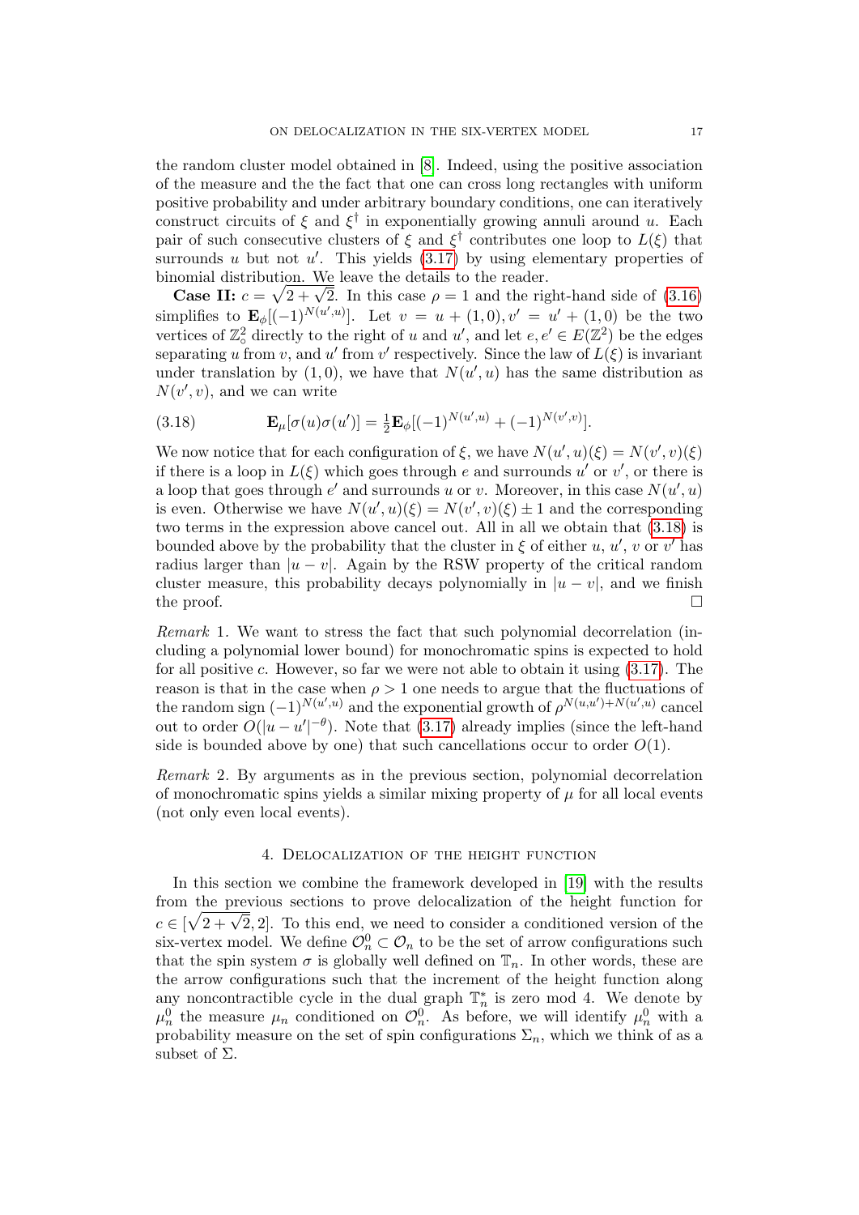the random cluster model obtained in [8]. Indeed, using the positive association of the measure and the the fact that one can cross long rectangles with uniform positive probability and under arbitrary boundary conditions, one can iteratively construct circuits of $\xi$ and $\xi^\dagger$ in exponentially growing annuli around $u$. Each pair of such consecutive clusters of $\xi$ and $\xi^\dagger$ contributes one loop to $L(\xi)$ that surrounds $u$ but not $u'$. This yields (3.17) by using elementary properties of binomial distribution. We leave the details to the reader.

**Case II:** $c = \sqrt{2+\sqrt{2}}$. In this case $\rho = 1$ and the right-hand side of (3.16) simplifies to $\mathbf{E}_\phi[(-1)^{N(u',u)}]$. Let $v = u + (1,0), v' = u' + (1,0)$ be the two vertices of $\mathbb{Z}^2_\circ$ directly to the right of $u$ and $u'$, and let $e, e' \in E(\mathbb{Z}^2)$ be the edges separating $u$ from $v$, and $u'$ from $v'$ respectively. Since the law of $L(\xi)$ is invariant under translation by $(1,0)$, we have that $N(u',u)$ has the same distribution as $N(v',v)$, and we can write

$$\mathbf{E}_\mu[\sigma(u)\sigma(u')] = \tfrac{1}{2}\mathbf{E}_\phi[(-1)^{N(u',u)} + (-1)^{N(v',v)}]. \tag{3.18}$$

We now notice that for each configuration of $\xi$, we have $N(u',u)(\xi) = N(v',v)(\xi)$ if there is a loop in $L(\xi)$ which goes through $e$ and surrounds $u'$ or $v'$, or there is a loop that goes through $e'$ and surrounds $u$ or $v$. Moreover, in this case $N(u',u)$ is even. Otherwise we have $N(u',u)(\xi) = N(v',v)(\xi) \pm 1$ and the corresponding two terms in the expression above cancel out. All in all we obtain that (3.18) is bounded above by the probability that the cluster in $\xi$ of either $u$, $u'$, $v$ or $v'$ has radius larger than $|u - v|$. Again by the RSW property of the critical random cluster measure, this probability decays polynomially in $|u - v|$, and we finish the proof. $\square$

*Remark* 1. We want to stress the fact that such polynomial decorrelation (including a polynomial lower bound) for monochromatic spins is expected to hold for all positive $c$. However, so far we were not able to obtain it using (3.17). The reason is that in the case when $\rho > 1$ one needs to argue that the fluctuations of the random sign $(-1)^{N(u',u)}$ and the exponential growth of $\rho^{N(u,u')+N(u',u)}$ cancel out to order $O(|u-u'|^{-\theta})$. Note that (3.17) already implies (since the left-hand side is bounded above by one) that such cancellations occur to order $O(1)$.

*Remark* 2. By arguments as in the previous section, polynomial decorrelation of monochromatic spins yields a similar mixing property of $\mu$ for all local events (not only even local events).

## 4. Delocalization of the height function

In this section we combine the framework developed in [19] with the results from the previous sections to prove delocalization of the height function for $c \in [\sqrt{2+\sqrt{2}}, 2]$. To this end, we need to consider a conditioned version of the six-vertex model. We define $\mathcal{O}^0_n \subset \mathcal{O}_n$ to be the set of arrow configurations such that the spin system $\sigma$ is globally well defined on $\mathbb{T}_n$. In other words, these are the arrow configurations such that the increment of the height function along any noncontractible cycle in the dual graph $\mathbb{T}^*_n$ is zero mod 4. We denote by $\mu^0_n$ the measure $\mu_n$ conditioned on $\mathcal{O}^0_n$. As before, we will identify $\mu^0_n$ with a probability measure on the set of spin configurations $\Sigma_n$, which we think of as a subset of $\Sigma$.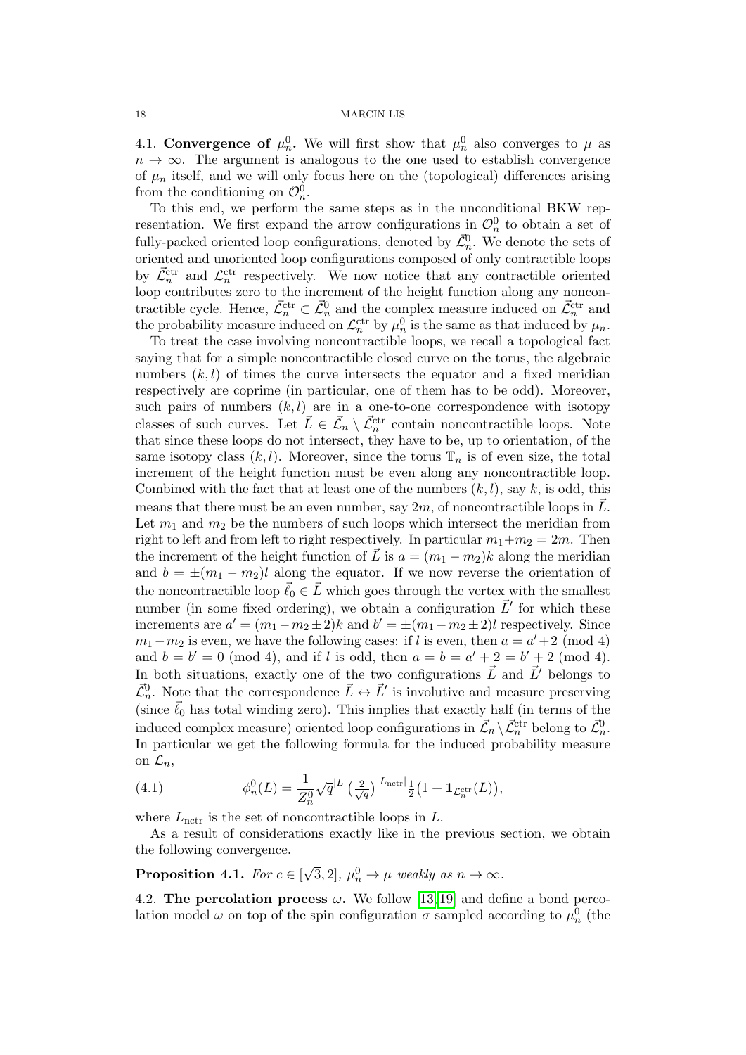4.1. **Convergence of $\mu_n^0$.** We will first show that $\mu_n^0$ also converges to $\mu$ as $n \to \infty$. The argument is analogous to the one used to establish convergence of $\mu_n$ itself, and we will only focus here on the (topological) differences arising from the conditioning on $\mathcal{O}_n^0$.

To this end, we perform the same steps as in the unconditional BKW representation. We first expand the arrow configurations in $\mathcal{O}_n^0$ to obtain a set of fully-packed oriented loop configurations, denoted by $\vec{\mathcal{L}}_n^0$. We denote the sets of oriented and unoriented loop configurations composed of only contractible loops by $\vec{\mathcal{L}}_n^{\mathrm{ctr}}$ and $\mathcal{L}_n^{\mathrm{ctr}}$ respectively. We now notice that any contractible oriented loop contributes zero to the increment of the height function along any noncontractible cycle. Hence, $\vec{\mathcal{L}}_n^{\mathrm{ctr}} \subset \vec{\mathcal{L}}_n^0$ and the complex measure induced on $\vec{\mathcal{L}}_n^{\mathrm{ctr}}$ and the probability measure induced on $\mathcal{L}_n^{\mathrm{ctr}}$ by $\mu_n^0$ is the same as that induced by $\mu_n$.

To treat the case involving noncontractible loops, we recall a topological fact saying that for a simple noncontractible closed curve on the torus, the algebraic numbers $(k, l)$ of times the curve intersects the equator and a fixed meridian respectively are coprime (in particular, one of them has to be odd). Moreover, such pairs of numbers $(k, l)$ are in a one-to-one correspondence with isotopy classes of such curves. Let $\vec{L} \in \vec{\mathcal{L}}_n \setminus \vec{\mathcal{L}}_n^{\mathrm{ctr}}$ contain noncontractible loops. Note that since these loops do not intersect, they have to be, up to orientation, of the same isotopy class $(k, l)$. Moreover, since the torus $\mathbb{T}_n$ is of even size, the total increment of the height function must be even along any noncontractible loop. Combined with the fact that at least one of the numbers $(k, l)$, say $k$, is odd, this means that there must be an even number, say $2m$, of noncontractible loops in $\vec{L}$. Let $m_1$ and $m_2$ be the numbers of such loops which intersect the meridian from right to left and from left to right respectively. In particular $m_1 + m_2 = 2m$. Then the increment of the height function of $\vec{L}$ is $a = (m_1 - m_2)k$ along the meridian and $b = \pm(m_1 - m_2)l$ along the equator. If we now reverse the orientation of the noncontractible loop $\vec{\ell}_0 \in \vec{L}$ which goes through the vertex with the smallest number (in some fixed ordering), we obtain a configuration $\vec{L}'$ for which these increments are $a' = (m_1 - m_2 \pm 2)k$ and $b' = \pm(m_1 - m_2 \pm 2)l$ respectively. Since $m_1 - m_2$ is even, we have the following cases: if $l$ is even, then $a = a' + 2 \pmod 4$ and $b = b' = 0 \pmod 4$, and if $l$ is odd, then $a = b = a' + 2 = b' + 2 \pmod 4$. In both situations, exactly one of the two configurations $\vec{L}$ and $\vec{L}'$ belongs to $\vec{\mathcal{L}}_n^0$. Note that the correspondence $\vec{L} \leftrightarrow \vec{L}'$ is involutive and measure preserving (since $\vec{\ell}_0$ has total winding zero). This implies that exactly half (in terms of the induced complex measure) oriented loop configurations in $\vec{\mathcal{L}}_n \setminus \vec{\mathcal{L}}_n^{\mathrm{ctr}}$ belong to $\vec{\mathcal{L}}_n^0$. In particular we get the following formula for the induced probability measure on $\mathcal{L}_n$,

$$\phi_n^0(L) = \frac{1}{Z_n^0} \sqrt{q}^{|L|} \big(\tfrac{2}{\sqrt{q}}\big)^{|L_{\mathrm{nctr}}|} \tfrac{1}{2}\big(1 + \mathbf{1}_{\mathcal{L}_n^{\mathrm{ctr}}}(L)\big), \tag{4.1}$$

where $L_{\mathrm{nctr}}$ is the set of noncontractible loops in $L$.

As a result of considerations exactly like in the previous section, we obtain the following convergence.

**Proposition 4.1.** *For $c \in [\sqrt{3}, 2]$, $\mu_n^0 \to \mu$ weakly as $n \to \infty$.*

4.2. **The percolation process $\omega$.** We follow [13, 19] and define a bond percolation model $\omega$ on top of the spin configuration $\sigma$ sampled according to $\mu_n^0$ (the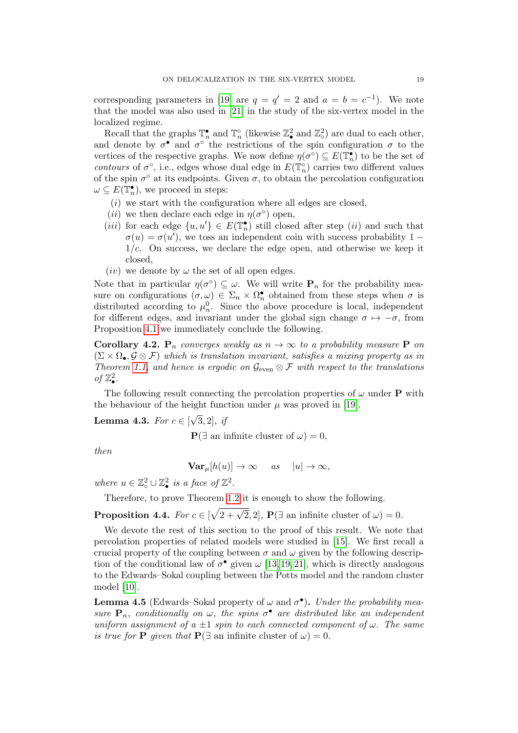corresponding parameters in [19] are $q = q' = 2$ and $a = b = c^{-1}$). We note that the model was also used in [21] in the study of the six-vertex model in the localized regime.

Recall that the graphs $\mathbb{T}_n^\bullet$ and $\mathbb{T}_n^\circ$ (likewise $\mathbb{Z}^2_\bullet$ and $\mathbb{Z}^2_\circ$) are dual to each other, and denote by $\sigma^\bullet$ and $\sigma^\circ$ the restrictions of the spin configuration $\sigma$ to the vertices of the respective graphs. We now define $\eta(\sigma^\circ) \subseteq E(\mathbb{T}_n^\bullet)$ to be the set of *contours* of $\sigma^\circ$, i.e., edges whose dual edge in $E(\mathbb{T}_n^\circ)$ carries two different values of the spin $\sigma^\circ$ at its endpoints. Given $\sigma$, to obtain the percolation configuration $\omega \subseteq E(\mathbb{T}_n^\bullet)$, we proceed in steps:

- $(i)$ we start with the configuration where all edges are closed,
- $(ii)$ we then declare each edge in $\eta(\sigma^\circ)$ open,
- $(iii)$ for each edge $\{u, u'\} \in E(\mathbb{T}_n^\bullet)$ still closed after step $(ii)$ and such that $\sigma(u) = \sigma(u')$, we toss an independent coin with success probability $1 - 1/c$. On success, we declare the edge open, and otherwise we keep it closed,
- $(iv)$ we denote by $\omega$ the set of all open edges.

Note that in particular $\eta(\sigma^\circ) \subseteq \omega$. We will write $\mathbf{P}_n$ for the probability measure on configurations $(\sigma, \omega) \in \Sigma_n \times \Omega_n^\bullet$ obtained from these steps when $\sigma$ is distributed according to $\mu_n^0$. Since the above procedure is local, independent for different edges, and invariant under the global sign change $\sigma \mapsto -\sigma$, from Proposition 4.1 we immediately conclude the following.

**Corollary 4.2.** *$\mathbf{P}_n$ converges weakly as $n \to \infty$ to a probability measure $\mathbf{P}$ on $(\Sigma \times \Omega_\bullet, \mathcal{G} \otimes \mathcal{F})$ which is translation invariant, satisfies a mixing property as in Theorem 1.1, and hence is ergodic on $\mathcal{G}_{\text{even}} \otimes \mathcal{F}$ with respect to the translations of $\mathbb{Z}^2_\bullet$.*

The following result connecting the percolation properties of $\omega$ under $\mathbf{P}$ with the behaviour of the height function under $\mu$ was proved in [19].

**Lemma 4.3.** *For $c \in [\sqrt{3}, 2]$, if*

$$\mathbf{P}(\exists \text{ an infinite cluster of } \omega) = 0,$$

*then*

$$\mathbf{Var}_\mu[h(u)] \to \infty \quad \text{as} \quad |u| \to \infty,$$

*where $u \in \mathbb{Z}^2_\circ \cup \mathbb{Z}^2_\bullet$ is a face of $\mathbb{Z}^2$.*

Therefore, to prove Theorem 1.2 it is enough to show the following.

**Proposition 4.4.** *For $c \in [\sqrt{2 + \sqrt{2}}, 2]$, $\mathbf{P}(\exists \text{ an infinite cluster of } \omega) = 0$.*

We devote the rest of this section to the proof of this result. We note that percolation properties of related models were studied in [15]. We first recall a crucial property of the coupling between $\sigma$ and $\omega$ given by the following description of the conditional law of $\sigma^\bullet$ given $\omega$ [13, 19, 21], which is directly analogous to the Edwards–Sokal coupling between the Potts model and the random cluster model [10].

**Lemma 4.5** (Edwards–Sokal property of $\omega$ and $\sigma^\bullet$)**.** *Under the probability measure $\mathbf{P}_n$, conditionally on $\omega$, the spins $\sigma^\bullet$ are distributed like an independent uniform assignment of a $\pm 1$ spin to each connected component of $\omega$. The same is true for $\mathbf{P}$ given that $\mathbf{P}(\exists \text{ an infinite cluster of } \omega) = 0$.*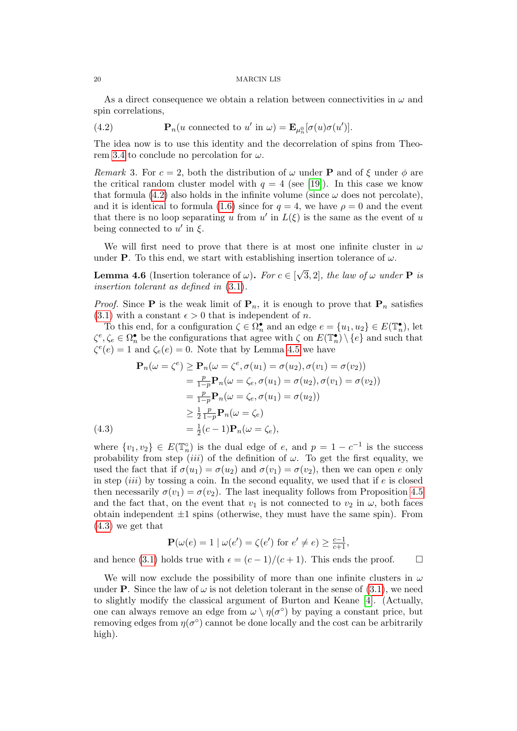As a direct consequence we obtain a relation between connectivities in $\omega$ and spin correlations,

$$\mathbf{P}_n(u \text{ connected to } u' \text{ in } \omega) = \mathbf{E}_{\mu_n^0}[\sigma(u)\sigma(u')]. \tag{4.2}$$

The idea now is to use this identity and the decorrelation of spins from Theorem 3.4 to conclude no percolation for $\omega$.

*Remark* 3. For $c = 2$, both the distribution of $\omega$ under $\mathbf{P}$ and of $\xi$ under $\phi$ are the critical random cluster model with $q = 4$ (see [19]). In this case we know that formula (4.2) also holds in the infinite volume (since $\omega$ does not percolate), and it is identical to formula (1.6) since for $q = 4$, we have $\rho = 0$ and the event that there is no loop separating $u$ from $u'$ in $L(\xi)$ is the same as the event of $u$ being connected to $u'$ in $\xi$.

We will first need to prove that there is at most one infinite cluster in $\omega$ under $\mathbf{P}$. To this end, we start with establishing insertion tolerance of $\omega$.

**Lemma 4.6** (Insertion tolerance of $\omega$)**.** *For $c \in [\sqrt{3}, 2]$, the law of $\omega$ under $\mathbf{P}$ is insertion tolerant as defined in (3.1).*

*Proof.* Since $\mathbf{P}$ is the weak limit of $\mathbf{P}_n$, it is enough to prove that $\mathbf{P}_n$ satisfies (3.1) with a constant $\epsilon > 0$ that is independent of $n$.

To this end, for a configuration $\zeta \in \Omega_n^\bullet$ and an edge $e = \{u_1, u_2\} \in E(\mathbb{T}_n^\bullet)$, let $\zeta^e, \zeta_e \in \Omega_n^\bullet$ be the configurations that agree with $\zeta$ on $E(\mathbb{T}_n^\bullet) \setminus \{e\}$ and such that $\zeta^e(e) = 1$ and $\zeta_e(e) = 0$. Note that by Lemma 4.5 we have

$$\begin{aligned}
\mathbf{P}_n(\omega = \zeta^e) &\geq \mathbf{P}_n(\omega = \zeta^e, \sigma(u_1) = \sigma(u_2), \sigma(v_1) = \sigma(v_2)) \\
&= \tfrac{p}{1-p}\mathbf{P}_n(\omega = \zeta_e, \sigma(u_1) = \sigma(u_2), \sigma(v_1) = \sigma(v_2)) \\
&= \tfrac{p}{1-p}\mathbf{P}_n(\omega = \zeta_e, \sigma(u_1) = \sigma(u_2)) \\
&\geq \tfrac{1}{2}\tfrac{p}{1-p}\mathbf{P}_n(\omega = \zeta_e) \\
&= \tfrac{1}{2}(c-1)\mathbf{P}_n(\omega = \zeta_e),
\end{aligned} \tag{4.3}$$

where $\{v_1, v_2\} \in E(\mathbb{T}_n^\circ)$ is the dual edge of $e$, and $p = 1 - c^{-1}$ is the success probability from step $(iii)$ of the definition of $\omega$. To get the first equality, we used the fact that if $\sigma(u_1) = \sigma(u_2)$ and $\sigma(v_1) = \sigma(v_2)$, then we can open $e$ only in step $(iii)$ by tossing a coin. In the second equality, we used that if $e$ is closed then necessarily $\sigma(v_1) = \sigma(v_2)$. The last inequality follows from Proposition 4.5 and the fact that, on the event that $v_1$ is not connected to $v_2$ in $\omega$, both faces obtain independent $\pm 1$ spins (otherwise, they must have the same spin). From (4.3) we get that

$$\mathbf{P}(\omega(e) = 1 \mid \omega(e') = \zeta(e') \text{ for } e' \neq e) \geq \tfrac{c-1}{c+1},$$

and hence (3.1) holds true with $\epsilon = (c-1)/(c+1)$. This ends the proof. $\square$

We will now exclude the possibility of more than one infinite clusters in $\omega$ under $\mathbf{P}$. Since the law of $\omega$ is not deletion tolerant in the sense of (3.1), we need to slightly modify the classical argument of Burton and Keane [4]. (Actually, one can always remove an edge from $\omega \setminus \eta(\sigma^\circ)$ by paying a constant price, but removing edges from $\eta(\sigma^\circ)$ cannot be done locally and the cost can be arbitrarily high).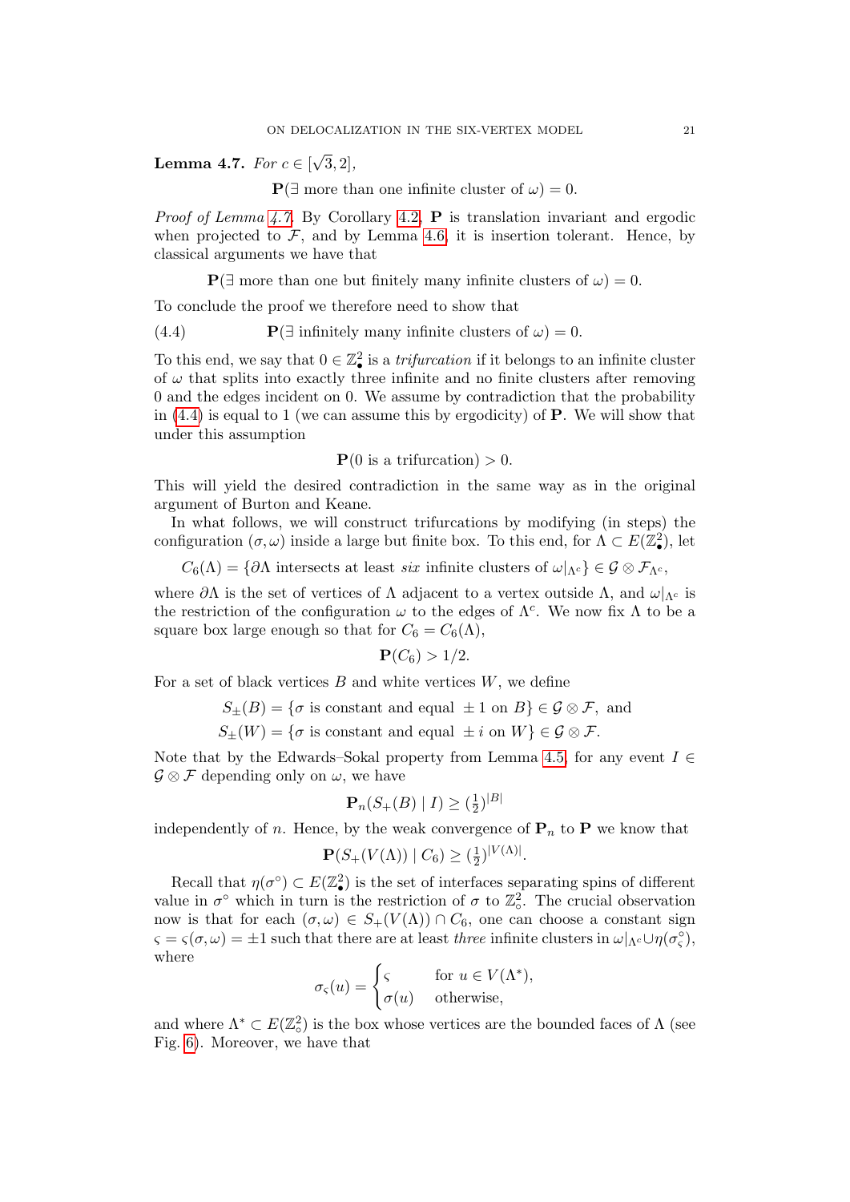**Lemma 4.7.** *For $c \in [\sqrt{3}, 2]$,*

$$\mathbf{P}(\exists \text{ more than one infinite cluster of } \omega) = 0.$$

*Proof of Lemma 4.7.* By Corollary 4.2, $\mathbf{P}$ is translation invariant and ergodic when projected to $\mathcal{F}$, and by Lemma 4.6 it is insertion tolerant. Hence, by classical arguments we have that

$$\mathbf{P}(\exists \text{ more than one but finitely many infinite clusters of } \omega) = 0.$$

To conclude the proof we therefore need to show that

$$\mathbf{P}(\exists \text{ infinitely many infinite clusters of } \omega) = 0. \tag{4.4}$$

To this end, we say that $0 \in \mathbb{Z}^2_\bullet$ is a *trifurcation* if it belongs to an infinite cluster of $\omega$ that splits into exactly three infinite and no finite clusters after removing 0 and the edges incident on 0. We assume by contradiction that the probability in (4.4) is equal to 1 (we can assume this by ergodicity) of $\mathbf{P}$. We will show that under this assumption

$$\mathbf{P}(0 \text{ is a trifurcation}) > 0.$$

This will yield the desired contradiction in the same way as in the original argument of Burton and Keane.

In what follows, we will construct trifurcations by modifying (in steps) the configuration $(\sigma, \omega)$ inside a large but finite box. To this end, for $\Lambda \subset E(\mathbb{Z}^2_\bullet)$, let

$$C_6(\Lambda) = \{\partial\Lambda \text{ intersects at least } \textit{six} \text{ infinite clusters of } \omega|_{\Lambda^c}\} \in \mathcal{G} \otimes \mathcal{F}_{\Lambda^c},$$

where $\partial\Lambda$ is the set of vertices of $\Lambda$ adjacent to a vertex outside $\Lambda$, and $\omega|_{\Lambda^c}$ is the restriction of the configuration $\omega$ to the edges of $\Lambda^c$. We now fix $\Lambda$ to be a square box large enough so that for $C_6 = C_6(\Lambda)$,

$$\mathbf{P}(C_6) > 1/2.$$

For a set of black vertices $B$ and white vertices $W$, we define

$$S_\pm(B) = \{\sigma \text{ is constant and equal } \pm 1 \text{ on } B\} \in \mathcal{G} \otimes \mathcal{F}, \text{ and}$$

$$S_\pm(W) = \{\sigma \text{ is constant and equal } \pm i \text{ on } W\} \in \mathcal{G} \otimes \mathcal{F}.$$

Note that by the Edwards–Sokal property from Lemma 4.5, for any event $I \in \mathcal{G} \otimes \mathcal{F}$ depending only on $\omega$, we have

$$\mathbf{P}_n(S_+(B) \mid I) \geq (\tfrac{1}{2})^{|B|}$$

independently of $n$. Hence, by the weak convergence of $\mathbf{P}_n$ to $\mathbf{P}$ we know that

$$\mathbf{P}(S_+(V(\Lambda)) \mid C_6) \geq (\tfrac{1}{2})^{|V(\Lambda)|}.$$

Recall that $\eta(\sigma^\circ) \subset E(\mathbb{Z}^2_\bullet)$ is the set of interfaces separating spins of different value in $\sigma^\circ$ which in turn is the restriction of $\sigma$ to $\mathbb{Z}^2_\circ$. The crucial observation now is that for each $(\sigma, \omega) \in S_+(V(\Lambda)) \cap C_6$, one can choose a constant sign $\varsigma = \varsigma(\sigma, \omega) = \pm 1$ such that there are at least *three* infinite clusters in $\omega|_{\Lambda^c} \cup \eta(\sigma^\circ_\varsigma)$, where

$$\sigma_\varsigma(u) = \begin{cases} \varsigma & \text{for } u \in V(\Lambda^*), \\ \sigma(u) & \text{otherwise,} \end{cases}$$

and where $\Lambda^* \subset E(\mathbb{Z}^2_\circ)$ is the box whose vertices are the bounded faces of $\Lambda$ (see Fig. 6). Moreover, we have that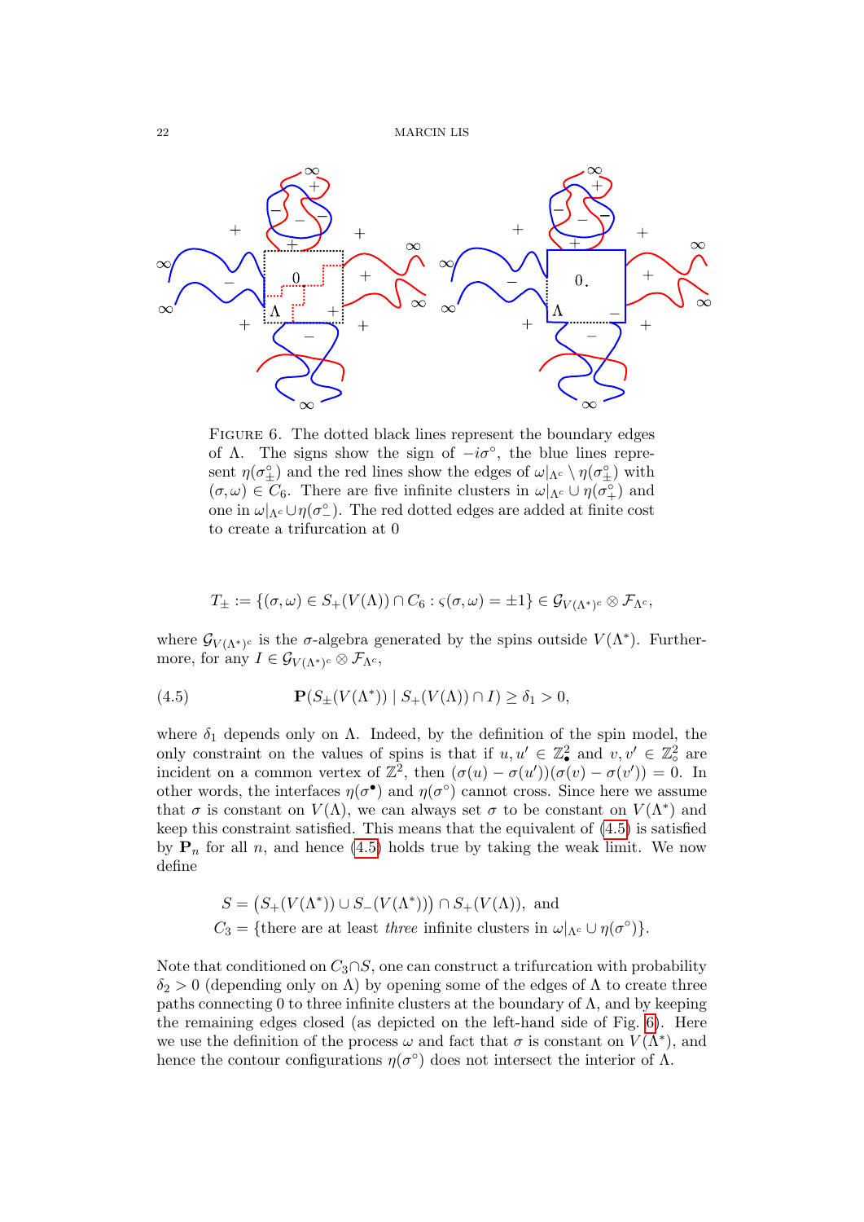FIGURE 6. The dotted black lines represent the boundary edges of $\Lambda$. The signs show the sign of $-i\sigma^\circ$, the blue lines represent $\eta(\sigma^\circ_\pm)$ and the red lines show the edges of $\omega|_{\Lambda^c} \setminus \eta(\sigma^\circ_\pm)$ with $(\sigma, \omega) \in C_6$. There are five infinite clusters in $\omega|_{\Lambda^c} \cup \eta(\sigma^\circ_+)$ and one in $\omega|_{\Lambda^c} \cup \eta(\sigma^\circ_-)$. The red dotted edges are added at finite cost to create a trifurcation at 0

$$T_\pm := \{(\sigma,\omega) \in S_+(V(\Lambda)) \cap C_6 : \varsigma(\sigma,\omega) = \pm 1\} \in \mathcal{G}_{V(\Lambda^*)^c} \otimes \mathcal{F}_{\Lambda^c},$$

where $\mathcal{G}_{V(\Lambda^*)^c}$ is the $\sigma$-algebra generated by the spins outside $V(\Lambda^*)$. Furthermore, for any $I \in \mathcal{G}_{V(\Lambda^*)^c} \otimes \mathcal{F}_{\Lambda^c}$,

$$\mathbf{P}(S_\pm(V(\Lambda^*)) \mid S_+(V(\Lambda)) \cap I) \geq \delta_1 > 0, \tag{4.5}$$

where $\delta_1$ depends only on $\Lambda$. Indeed, by the definition of the spin model, the only constraint on the values of spins is that if $u, u' \in \mathbb{Z}^2_\bullet$ and $v, v' \in \mathbb{Z}^2_\circ$ are incident on a common vertex of $\mathbb{Z}^2$, then $(\sigma(u) - \sigma(u'))(\sigma(v) - \sigma(v')) = 0$. In other words, the interfaces $\eta(\sigma^\bullet)$ and $\eta(\sigma^\circ)$ cannot cross. Since here we assume that $\sigma$ is constant on $V(\Lambda)$, we can always set $\sigma$ to be constant on $V(\Lambda^*)$ and keep this constraint satisfied. This means that the equivalent of (4.5) is satisfied by $\mathbf{P}_n$ for all $n$, and hence (4.5) holds true by taking the weak limit. We now define

$$S = \big(S_+(V(\Lambda^*)) \cup S_-(V(\Lambda^*))\big) \cap S_+(V(\Lambda)), \text{ and}$$
$$C_3 = \{\text{there are at least } \textit{three} \text{ infinite clusters in } \omega|_{\Lambda^c} \cup \eta(\sigma^\circ)\}.$$

Note that conditioned on $C_3 \cap S$, one can construct a trifurcation with probability $\delta_2 > 0$ (depending only on $\Lambda$) by opening some of the edges of $\Lambda$ to create three paths connecting 0 to three infinite clusters at the boundary of $\Lambda$, and by keeping the remaining edges closed (as depicted on the left-hand side of Fig. 6). Here we use the definition of the process $\omega$ and fact that $\sigma$ is constant on $V(\Lambda^*)$, and hence the contour configurations $\eta(\sigma^\circ)$ does not intersect the interior of $\Lambda$.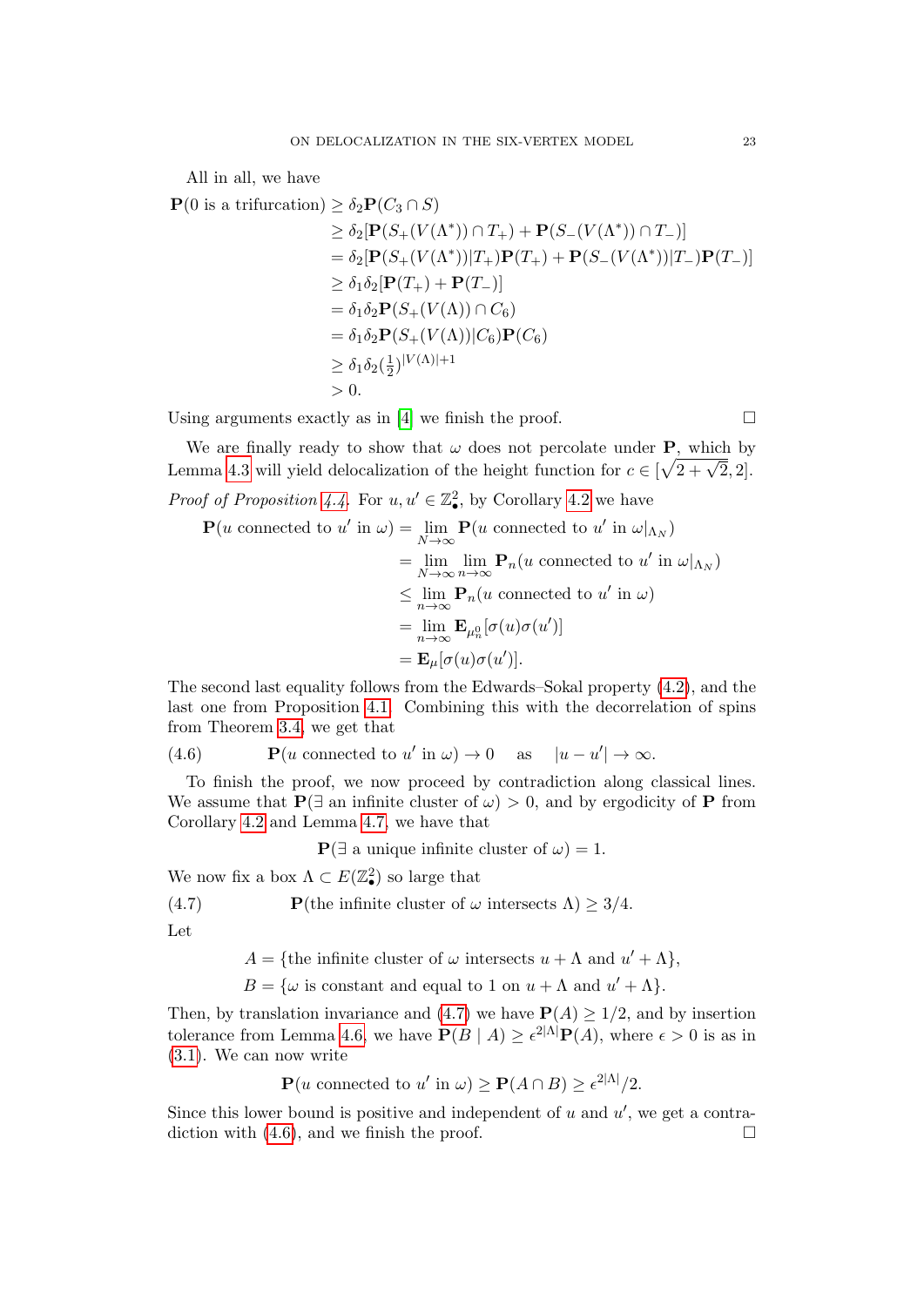All in all, we have

$$
\begin{aligned}
\mathbf{P}(0 \text{ is a trifurcation}) &\geq \delta_2 \mathbf{P}(C_3 \cap S) \\
&\geq \delta_2[\mathbf{P}(S_+(V(\Lambda^*)) \cap T_+) + \mathbf{P}(S_-(V(\Lambda^*)) \cap T_-)] \\
&= \delta_2[\mathbf{P}(S_+(V(\Lambda^*))|T_+)\mathbf{P}(T_+) + \mathbf{P}(S_-(V(\Lambda^*))|T_-)\mathbf{P}(T_-)] \\
&\geq \delta_1\delta_2[\mathbf{P}(T_+) + \mathbf{P}(T_-)] \\
&= \delta_1\delta_2 \mathbf{P}(S_+(V(\Lambda)) \cap C_6) \\
&= \delta_1\delta_2 \mathbf{P}(S_+(V(\Lambda))|C_6)\mathbf{P}(C_6) \\
&\geq \delta_1\delta_2 (\tfrac{1}{2})^{|V(\Lambda)|+1} \\
&> 0.
\end{aligned}
$$

Using arguments exactly as in [4] we finish the proof. □

We are finally ready to show that $\omega$ does not percolate under $\mathbf{P}$, which by Lemma 4.3 will yield delocalization of the height function for $c \in [\sqrt{2+\sqrt{2}}, 2]$.

*Proof of Proposition 4.4.* For $u, u' \in \mathbb{Z}^2_\bullet$, by Corollary 4.2 we have

$$
\begin{aligned}
\mathbf{P}(u \text{ connected to } u' \text{ in } \omega) &= \lim_{N\to\infty} \mathbf{P}(u \text{ connected to } u' \text{ in } \omega|_{\Lambda_N}) \\
&= \lim_{N\to\infty}\lim_{n\to\infty} \mathbf{P}_n(u \text{ connected to } u' \text{ in } \omega|_{\Lambda_N}) \\
&\leq \lim_{n\to\infty} \mathbf{P}_n(u \text{ connected to } u' \text{ in } \omega) \\
&= \lim_{n\to\infty} \mathbf{E}_{\mu_n^0}[\sigma(u)\sigma(u')] \\
&= \mathbf{E}_\mu[\sigma(u)\sigma(u')].
\end{aligned}
$$

The second last equality follows from the Edwards–Sokal property (4.2), and the last one from Proposition 4.1. Combining this with the decorrelation of spins from Theorem 3.4, we get that

$$
\mathbf{P}(u \text{ connected to } u' \text{ in } \omega) \to 0 \quad \text{as} \quad |u - u'| \to \infty. \tag{4.6}
$$

To finish the proof, we now proceed by contradiction along classical lines. We assume that $\mathbf{P}(\exists \text{ an infinite cluster of } \omega) > 0$, and by ergodicity of $\mathbf{P}$ from Corollary 4.2 and Lemma 4.7, we have that

$$
\mathbf{P}(\exists \text{ a unique infinite cluster of } \omega) = 1.
$$

We now fix a box $\Lambda \subset E(\mathbb{Z}^2_\bullet)$ so large that

$$
\mathbf{P}(\text{the infinite cluster of } \omega \text{ intersects } \Lambda) \geq 3/4. \tag{4.7}
$$

Let

$$
\begin{aligned}
A &= \{\text{the infinite cluster of } \omega \text{ intersects } u + \Lambda \text{ and } u' + \Lambda\}, \\
B &= \{\omega \text{ is constant and equal to 1 on } u + \Lambda \text{ and } u' + \Lambda\}.
\end{aligned}
$$

Then, by translation invariance and (4.7) we have $\mathbf{P}(A) \geq 1/2$, and by insertion tolerance from Lemma 4.6, we have $\mathbf{P}(B \mid A) \geq \epsilon^{2|\Lambda|}\mathbf{P}(A)$, where $\epsilon > 0$ is as in (3.1). We can now write

$$
\mathbf{P}(u \text{ connected to } u' \text{ in } \omega) \geq \mathbf{P}(A \cap B) \geq \epsilon^{2|\Lambda|}/2.
$$

Since this lower bound is positive and independent of $u$ and $u'$, we get a contradiction with (4.6), and we finish the proof. □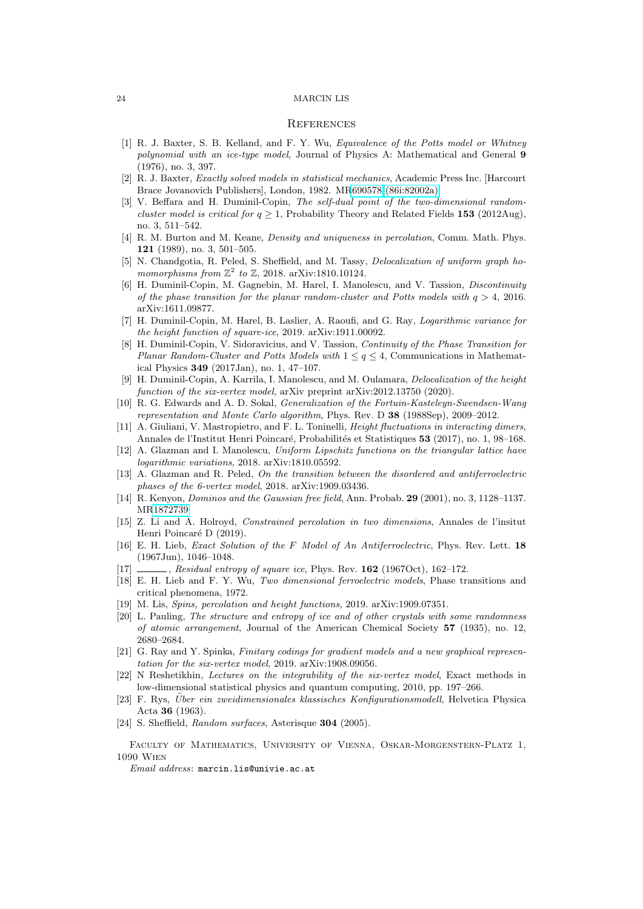## References

[1] R. J. Baxter, S. B. Kelland, and F. Y. Wu, *Equivalence of the Potts model or Whitney polynomial with an ice-type model*, Journal of Physics A: Mathematical and General **9** (1976), no. 3, 397.

[2] R. J. Baxter, *Exactly solved models in statistical mechanics*, Academic Press Inc. [Harcourt Brace Jovanovich Publishers], London, 1982. MR690578 (86i:82002a)

[3] V. Beffara and H. Duminil-Copin, *The self-dual point of the two-dimensional random-cluster model is critical for $q \geq 1$*, Probability Theory and Related Fields **153** (2012Aug), no. 3, 511–542.

[4] R. M. Burton and M. Keane, *Density and uniqueness in percolation*, Comm. Math. Phys. **121** (1989), no. 3, 501–505.

[5] N. Chandgotia, R. Peled, S. Sheffield, and M. Tassy, *Delocalization of uniform graph homomorphisms from $\mathbb{Z}^2$ to $\mathbb{Z}$*, 2018. arXiv:1810.10124.

[6] H. Duminil-Copin, M. Gagnebin, M. Harel, I. Manolescu, and V. Tassion, *Discontinuity of the phase transition for the planar random-cluster and Potts models with $q > 4$*, 2016. arXiv:1611.09877.

[7] H. Duminil-Copin, M. Harel, B. Laslier, A. Raoufi, and G. Ray, *Logarithmic variance for the height function of square-ice*, 2019. arXiv:1911.00092.

[8] H. Duminil-Copin, V. Sidoravicius, and V. Tassion, *Continuity of the Phase Transition for Planar Random-Cluster and Potts Models with $1 \leq q \leq 4$*, Communications in Mathematical Physics **349** (2017Jan), no. 1, 47–107.

[9] H. Duminil-Copin, A. Karrila, I. Manolescu, and M. Oulamara, *Delocalization of the height function of the six-vertex model*, arXiv preprint arXiv:2012.13750 (2020).

[10] R. G. Edwards and A. D. Sokal, *Generalization of the Fortuin-Kasteleyn-Swendsen-Wang representation and Monte Carlo algorithm*, Phys. Rev. D **38** (1988Sep), 2009–2012.

[11] A. Giuliani, V. Mastropietro, and F. L. Toninelli, *Height fluctuations in interacting dimers*, Annales de l'Institut Henri Poincaré, Probabilités et Statistiques **53** (2017), no. 1, 98–168.

[12] A. Glazman and I. Manolescu, *Uniform Lipschitz functions on the triangular lattice have logarithmic variations*, 2018. arXiv:1810.05592.

[13] A. Glazman and R. Peled, *On the transition between the disordered and antiferroelectric phases of the 6-vertex model*, 2018. arXiv:1909.03436.

[14] R. Kenyon, *Dominos and the Gaussian free field*, Ann. Probab. **29** (2001), no. 3, 1128–1137. MR1872739

[15] Z. Li and A. Holroyd, *Constrained percolation in two dimensions*, Annales de l'insitut Henri Poincaré D (2019).

[16] E. H. Lieb, *Exact Solution of the F Model of An Antiferroelectric*, Phys. Rev. Lett. **18** (1967Jun), 1046–1048.

[17] ———, *Residual entropy of square ice*, Phys. Rev. **162** (1967Oct), 162–172.

[18] E. H. Lieb and F. Y. Wu, *Two dimensional ferroelectric models*, Phase transitions and critical phenomena, 1972.

[19] M. Lis, *Spins, percolation and height functions*, 2019. arXiv:1909.07351.

[20] L. Pauling, *The structure and entropy of ice and of other crystals with some randomness of atomic arrangement*, Journal of the American Chemical Society **57** (1935), no. 12, 2680–2684.

[21] G. Ray and Y. Spinka, *Finitary codings for gradient models and a new graphical representation for the six-vertex model*, 2019. arXiv:1908.09056.

[22] N Reshetikhin, *Lectures on the integrability of the six-vertex model*, Exact methods in low-dimensional statistical physics and quantum computing, 2010, pp. 197–266.

[23] F. Rys, *Über ein zweidimensionales klassisches Konfigurationsmodell*, Helvetica Physica Acta **36** (1963).

[24] S. Sheffield, *Random surfaces*, Asterisque **304** (2005).

Faculty of Mathematics, University of Vienna, Oskar-Morgenstern-Platz 1, 1090 Wien

*Email address*: marcin.lis@univie.ac.at